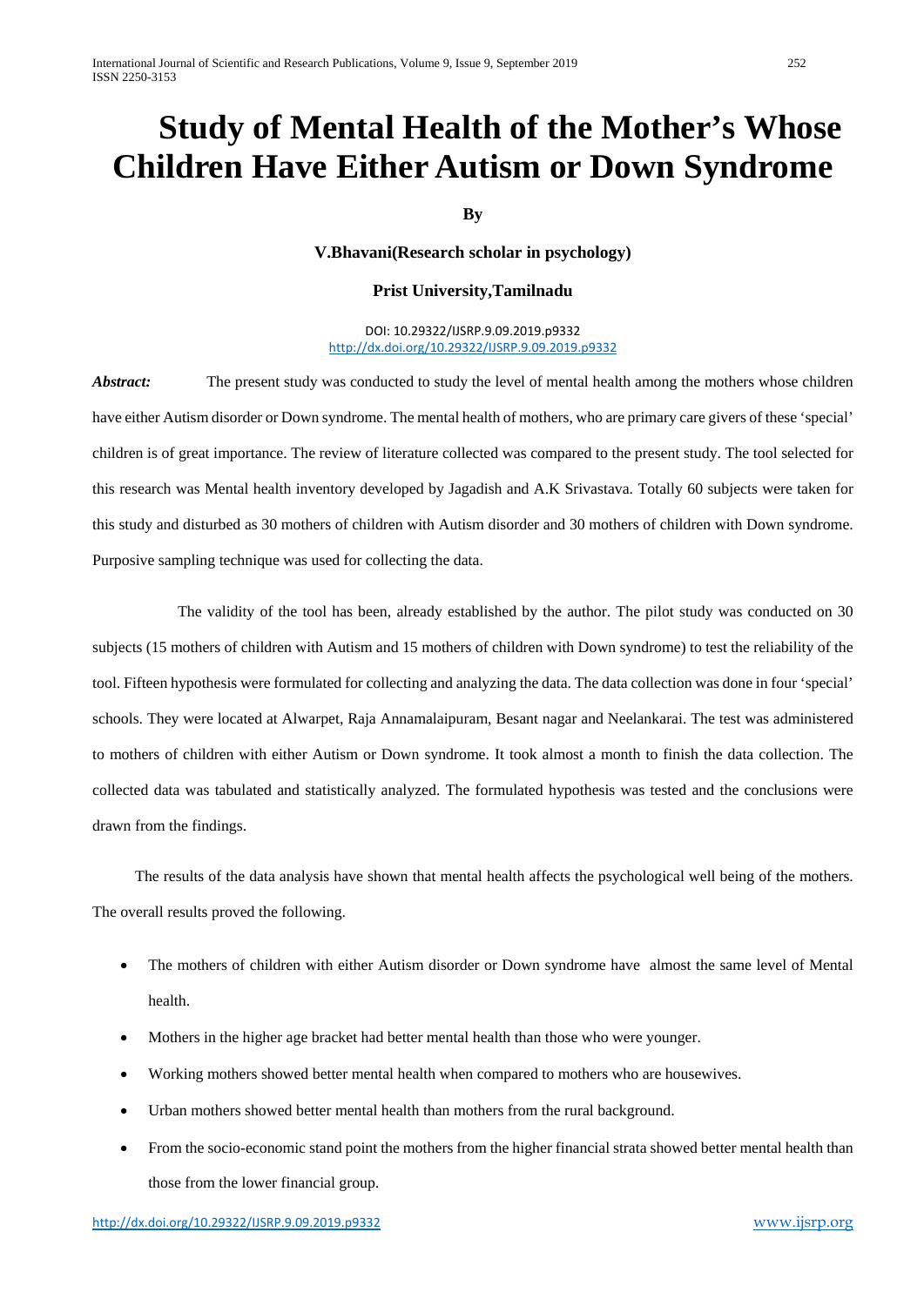# Study of Mental Health of the Mother's Whose Children Have Either Autism or Down Syndrome

**By**

**V.Bhavani(Research scholar in psychology)**

**Prist University,Tamilnadu**

DOI: 10.29322/IJSRP.9.09.2019.p9332
http://dx.doi.org/10.29322/IJSRP.9.09.2019.p9332

***Abstract:*** The present study was conducted to study the level of mental health among the mothers whose children have either Autism disorder or Down syndrome. The mental health of mothers, who are primary care givers of these 'special' children is of great importance. The review of literature collected was compared to the present study. The tool selected for this research was Mental health inventory developed by Jagadish and A.K Srivastava. Totally 60 subjects were taken for this study and disturbed as 30 mothers of children with Autism disorder and 30 mothers of children with Down syndrome. Purposive sampling technique was used for collecting the data.

The validity of the tool has been, already established by the author. The pilot study was conducted on 30 subjects (15 mothers of children with Autism and 15 mothers of children with Down syndrome) to test the reliability of the tool. Fifteen hypothesis were formulated for collecting and analyzing the data. The data collection was done in four 'special' schools. They were located at Alwarpet, Raja Annamalaipuram, Besant nagar and Neelankarai. The test was administered to mothers of children with either Autism or Down syndrome. It took almost a month to finish the data collection. The collected data was tabulated and statistically analyzed. The formulated hypothesis was tested and the conclusions were drawn from the findings.

The results of the data analysis have shown that mental health affects the psychological well being of the mothers. The overall results proved the following.

- The mothers of children with either Autism disorder or Down syndrome have almost the same level of Mental health.
- Mothers in the higher age bracket had better mental health than those who were younger.
- Working mothers showed better mental health when compared to mothers who are housewives.
- Urban mothers showed better mental health than mothers from the rural background.
- From the socio-economic stand point the mothers from the higher financial strata showed better mental health than those from the lower financial group.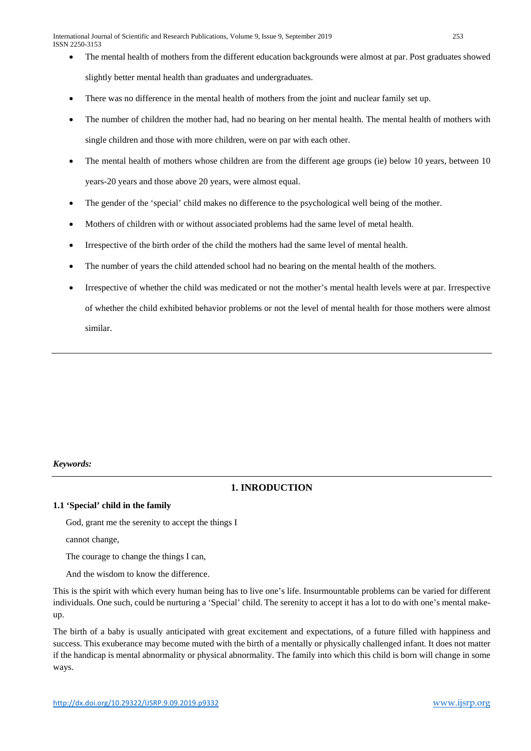- The mental health of mothers from the different education backgrounds were almost at par. Post graduates showed slightly better mental health than graduates and undergraduates.
- There was no difference in the mental health of mothers from the joint and nuclear family set up.
- The number of children the mother had, had no bearing on her mental health. The mental health of mothers with single children and those with more children, were on par with each other.
- The mental health of mothers whose children are from the different age groups (ie) below 10 years, between 10 years-20 years and those above 20 years, were almost equal.
- The gender of the 'special' child makes no difference to the psychological well being of the mother.
- Mothers of children with or without associated problems had the same level of metal health.
- Irrespective of the birth order of the child the mothers had the same level of mental health.
- The number of years the child attended school had no bearing on the mental health of the mothers.
- Irrespective of whether the child was medicated or not the mother's mental health levels were at par. Irrespective of whether the child exhibited behavior problems or not the level of mental health for those mothers were almost similar.

***Keywords:***

# 1. INRODUCTION

## 1.1 'Special' child in the family

God, grant me the serenity to accept the things I

cannot change,

The courage to change the things I can,

And the wisdom to know the difference.

This is the spirit with which every human being has to live one's life. Insurmountable problems can be varied for different individuals. One such, could be nurturing a 'Special' child. The serenity to accept it has a lot to do with one's mental make-up.

The birth of a baby is usually anticipated with great excitement and expectations, of a future filled with happiness and success. This exuberance may become muted with the birth of a mentally or physically challenged infant. It does not matter if the handicap is mental abnormality or physical abnormality. The family into which this child is born will change in some ways.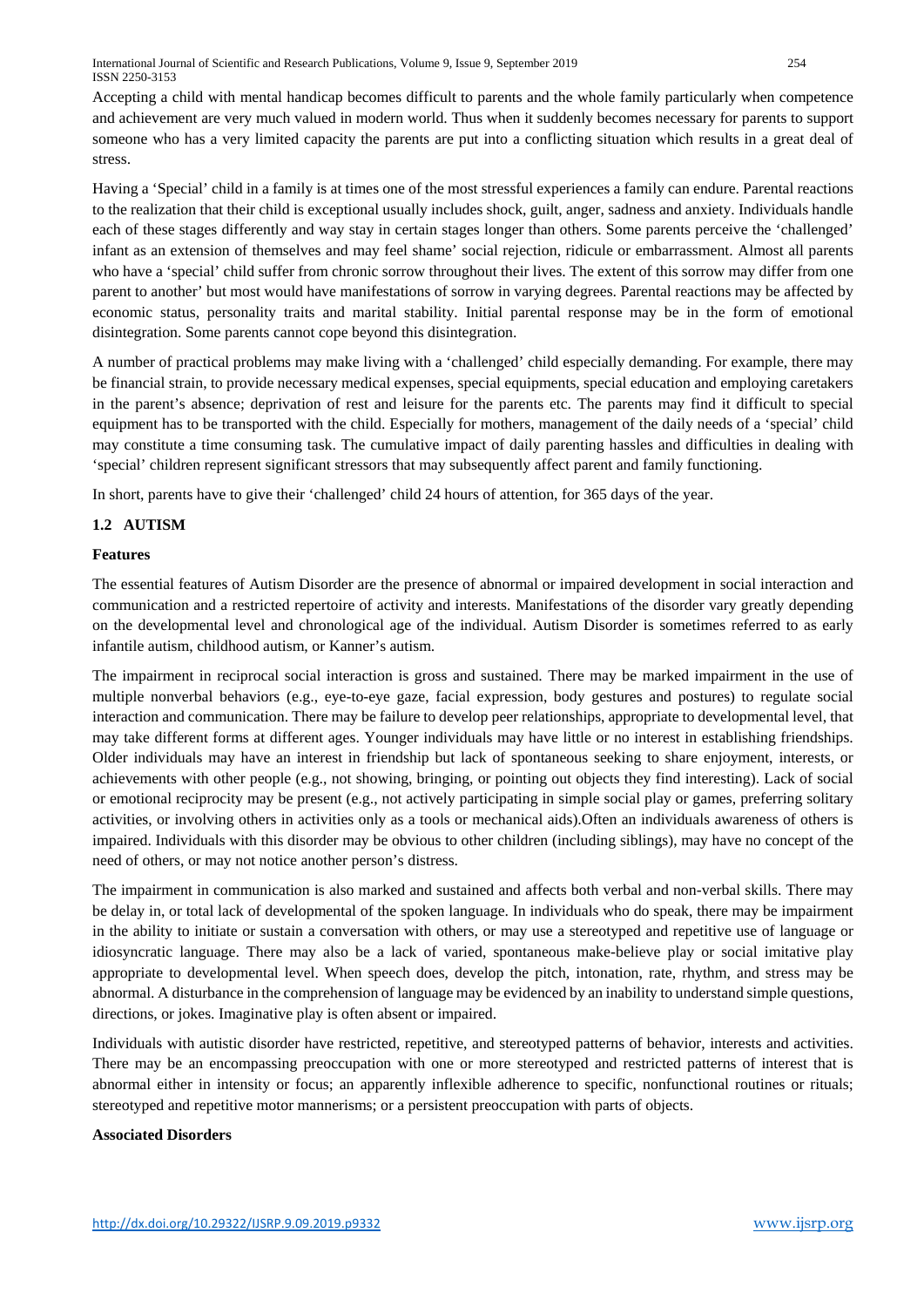Accepting a child with mental handicap becomes difficult to parents and the whole family particularly when competence and achievement are very much valued in modern world. Thus when it suddenly becomes necessary for parents to support someone who has a very limited capacity the parents are put into a conflicting situation which results in a great deal of stress.

Having a 'Special' child in a family is at times one of the most stressful experiences a family can endure. Parental reactions to the realization that their child is exceptional usually includes shock, guilt, anger, sadness and anxiety. Individuals handle each of these stages differently and way stay in certain stages longer than others. Some parents perceive the 'challenged' infant as an extension of themselves and may feel shame' social rejection, ridicule or embarrassment. Almost all parents who have a 'special' child suffer from chronic sorrow throughout their lives. The extent of this sorrow may differ from one parent to another' but most would have manifestations of sorrow in varying degrees. Parental reactions may be affected by economic status, personality traits and marital stability. Initial parental response may be in the form of emotional disintegration. Some parents cannot cope beyond this disintegration.

A number of practical problems may make living with a 'challenged' child especially demanding. For example, there may be financial strain, to provide necessary medical expenses, special equipments, special education and employing caretakers in the parent's absence; deprivation of rest and leisure for the parents etc. The parents may find it difficult to special equipment has to be transported with the child. Especially for mothers, management of the daily needs of a 'special' child may constitute a time consuming task. The cumulative impact of daily parenting hassles and difficulties in dealing with 'special' children represent significant stressors that may subsequently affect parent and family functioning.

In short, parents have to give their 'challenged' child 24 hours of attention, for 365 days of the year.

### 1.2 AUTISM

**Features**

The essential features of Autism Disorder are the presence of abnormal or impaired development in social interaction and communication and a restricted repertoire of activity and interests. Manifestations of the disorder vary greatly depending on the developmental level and chronological age of the individual. Autism Disorder is sometimes referred to as early infantile autism, childhood autism, or Kanner's autism.

The impairment in reciprocal social interaction is gross and sustained. There may be marked impairment in the use of multiple nonverbal behaviors (e.g., eye-to-eye gaze, facial expression, body gestures and postures) to regulate social interaction and communication. There may be failure to develop peer relationships, appropriate to developmental level, that may take different forms at different ages. Younger individuals may have little or no interest in establishing friendships. Older individuals may have an interest in friendship but lack of spontaneous seeking to share enjoyment, interests, or achievements with other people (e.g., not showing, bringing, or pointing out objects they find interesting). Lack of social or emotional reciprocity may be present (e.g., not actively participating in simple social play or games, preferring solitary activities, or involving others in activities only as a tools or mechanical aids).Often an individuals awareness of others is impaired. Individuals with this disorder may be obvious to other children (including siblings), may have no concept of the need of others, or may not notice another person's distress.

The impairment in communication is also marked and sustained and affects both verbal and non-verbal skills. There may be delay in, or total lack of developmental of the spoken language. In individuals who do speak, there may be impairment in the ability to initiate or sustain a conversation with others, or may use a stereotyped and repetitive use of language or idiosyncratic language. There may also be a lack of varied, spontaneous make-believe play or social imitative play appropriate to developmental level. When speech does, develop the pitch, intonation, rate, rhythm, and stress may be abnormal. A disturbance in the comprehension of language may be evidenced by an inability to understand simple questions, directions, or jokes. Imaginative play is often absent or impaired.

Individuals with autistic disorder have restricted, repetitive, and stereotyped patterns of behavior, interests and activities. There may be an encompassing preoccupation with one or more stereotyped and restricted patterns of interest that is abnormal either in intensity or focus; an apparently inflexible adherence to specific, nonfunctional routines or rituals; stereotyped and repetitive motor mannerisms; or a persistent preoccupation with parts of objects.

**Associated Disorders**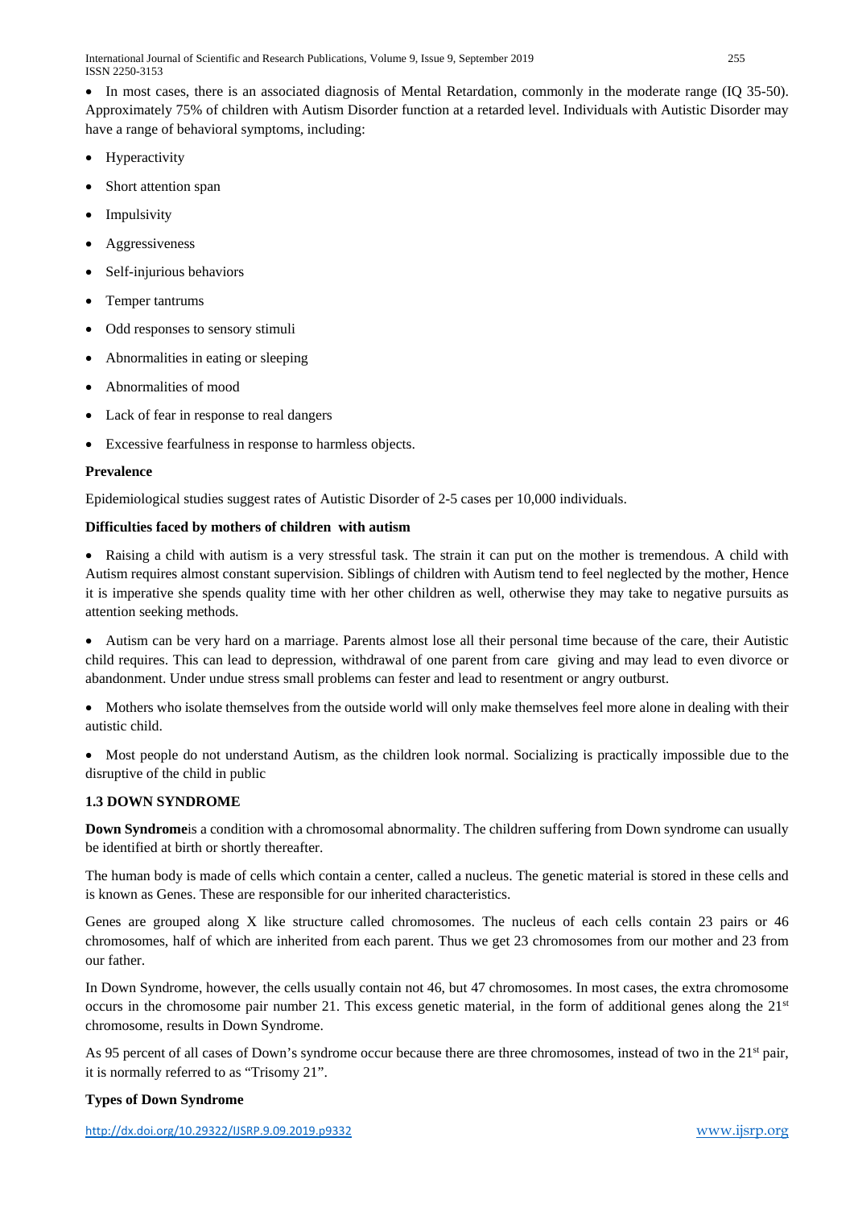- In most cases, there is an associated diagnosis of Mental Retardation, commonly in the moderate range (IQ 35-50). Approximately 75% of children with Autism Disorder function at a retarded level. Individuals with Autistic Disorder may have a range of behavioral symptoms, including:

- Hyperactivity
- Short attention span
- Impulsivity
- Aggressiveness
- Self-injurious behaviors
- Temper tantrums
- Odd responses to sensory stimuli
- Abnormalities in eating or sleeping
- Abnormalities of mood
- Lack of fear in response to real dangers
- Excessive fearfulness in response to harmless objects.

**Prevalence**

Epidemiological studies suggest rates of Autistic Disorder of 2-5 cases per 10,000 individuals.

**Difficulties faced by mothers of children with autism**

- Raising a child with autism is a very stressful task. The strain it can put on the mother is tremendous. A child with Autism requires almost constant supervision. Siblings of children with Autism tend to feel neglected by the mother, Hence it is imperative she spends quality time with her other children as well, otherwise they may take to negative pursuits as attention seeking methods.

- Autism can be very hard on a marriage. Parents almost lose all their personal time because of the care, their Autistic child requires. This can lead to depression, withdrawal of one parent from care giving and may lead to even divorce or abandonment. Under undue stress small problems can fester and lead to resentment or angry outburst.

- Mothers who isolate themselves from the outside world will only make themselves feel more alone in dealing with their autistic child.

- Most people do not understand Autism, as the children look normal. Socializing is practically impossible due to the disruptive of the child in public

### 1.3 DOWN SYNDROME

**Down Syndrome**is a condition with a chromosomal abnormality. The children suffering from Down syndrome can usually be identified at birth or shortly thereafter.

The human body is made of cells which contain a center, called a nucleus. The genetic material is stored in these cells and is known as Genes. These are responsible for our inherited characteristics.

Genes are grouped along X like structure called chromosomes. The nucleus of each cells contain 23 pairs or 46 chromosomes, half of which are inherited from each parent. Thus we get 23 chromosomes from our mother and 23 from our father.

In Down Syndrome, however, the cells usually contain not 46, but 47 chromosomes. In most cases, the extra chromosome occurs in the chromosome pair number 21. This excess genetic material, in the form of additional genes along the 21st chromosome, results in Down Syndrome.

As 95 percent of all cases of Down's syndrome occur because there are three chromosomes, instead of two in the 21st pair, it is normally referred to as "Trisomy 21".

**Types of Down Syndrome**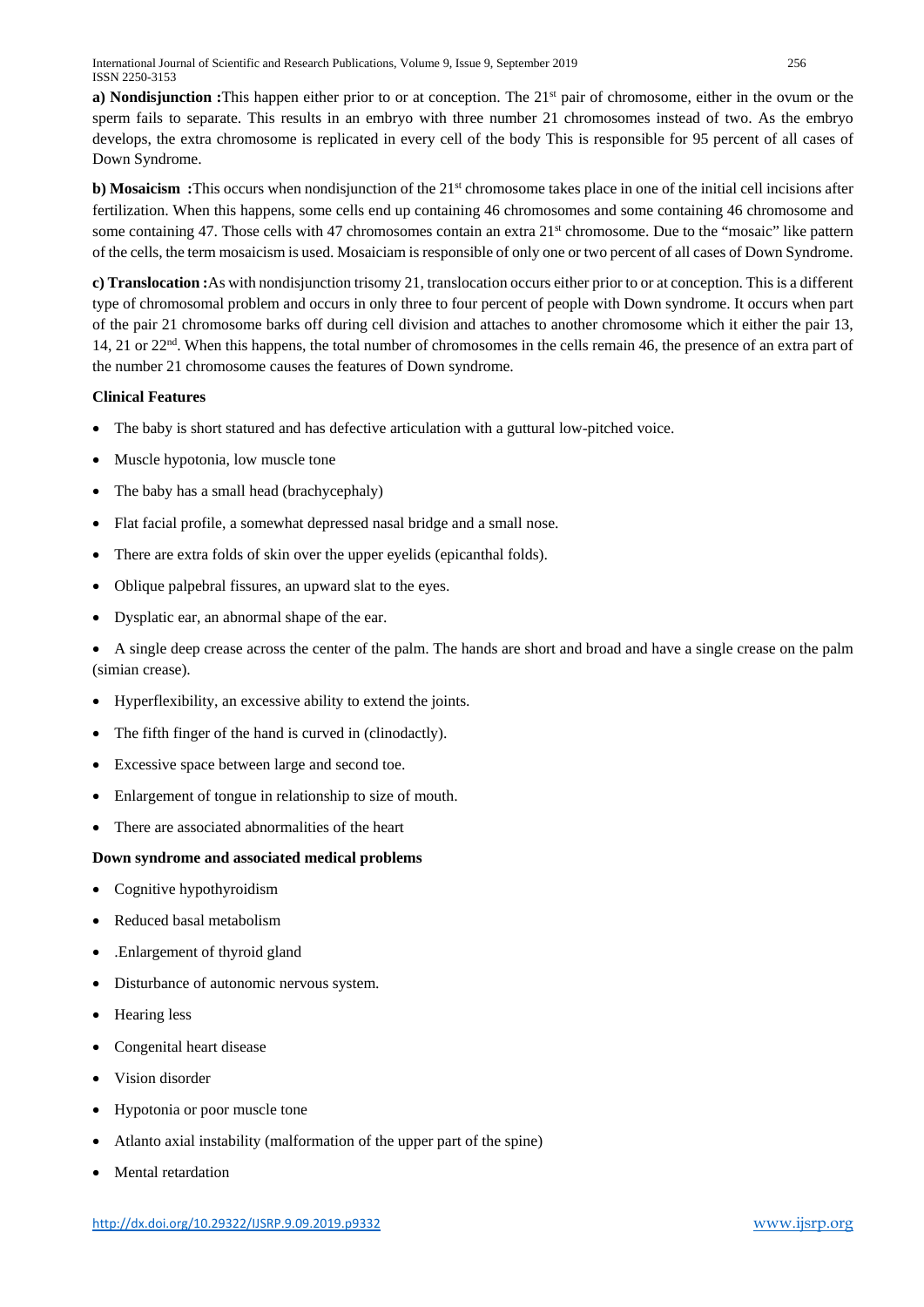**a) Nondisjunction :**This happen either prior to or at conception. The 21st pair of chromosome, either in the ovum or the sperm fails to separate. This results in an embryo with three number 21 chromosomes instead of two. As the embryo develops, the extra chromosome is replicated in every cell of the body This is responsible for 95 percent of all cases of Down Syndrome.

**b) Mosaicism :**This occurs when nondisjunction of the 21st chromosome takes place in one of the initial cell incisions after fertilization. When this happens, some cells end up containing 46 chromosomes and some containing 46 chromosome and some containing 47. Those cells with 47 chromosomes contain an extra 21st chromosome. Due to the "mosaic" like pattern of the cells, the term mosaicism is used. Mosaiciam is responsible of only one or two percent of all cases of Down Syndrome.

**c) Translocation :**As with nondisjunction trisomy 21, translocation occurs either prior to or at conception. This is a different type of chromosomal problem and occurs in only three to four percent of people with Down syndrome. It occurs when part of the pair 21 chromosome barks off during cell division and attaches to another chromosome which it either the pair 13, 14, 21 or 22nd. When this happens, the total number of chromosomes in the cells remain 46, the presence of an extra part of the number 21 chromosome causes the features of Down syndrome.

**Clinical Features**

- The baby is short statured and has defective articulation with a guttural low-pitched voice.
- Muscle hypotonia, low muscle tone
- The baby has a small head (brachycephaly)
- Flat facial profile, a somewhat depressed nasal bridge and a small nose.
- There are extra folds of skin over the upper eyelids (epicanthal folds).
- Oblique palpebral fissures, an upward slat to the eyes.
- Dysplatic ear, an abnormal shape of the ear.
- A single deep crease across the center of the palm. The hands are short and broad and have a single crease on the palm (simian crease).
- Hyperflexibility, an excessive ability to extend the joints.
- The fifth finger of the hand is curved in (clinodactly).
- Excessive space between large and second toe.
- Enlargement of tongue in relationship to size of mouth.
- There are associated abnormalities of the heart

**Down syndrome and associated medical problems**

- Cognitive hypothyroidism
- Reduced basal metabolism
- .Enlargement of thyroid gland
- Disturbance of autonomic nervous system.
- Hearing less
- Congenital heart disease
- Vision disorder
- Hypotonia or poor muscle tone
- Atlanto axial instability (malformation of the upper part of the spine)
- Mental retardation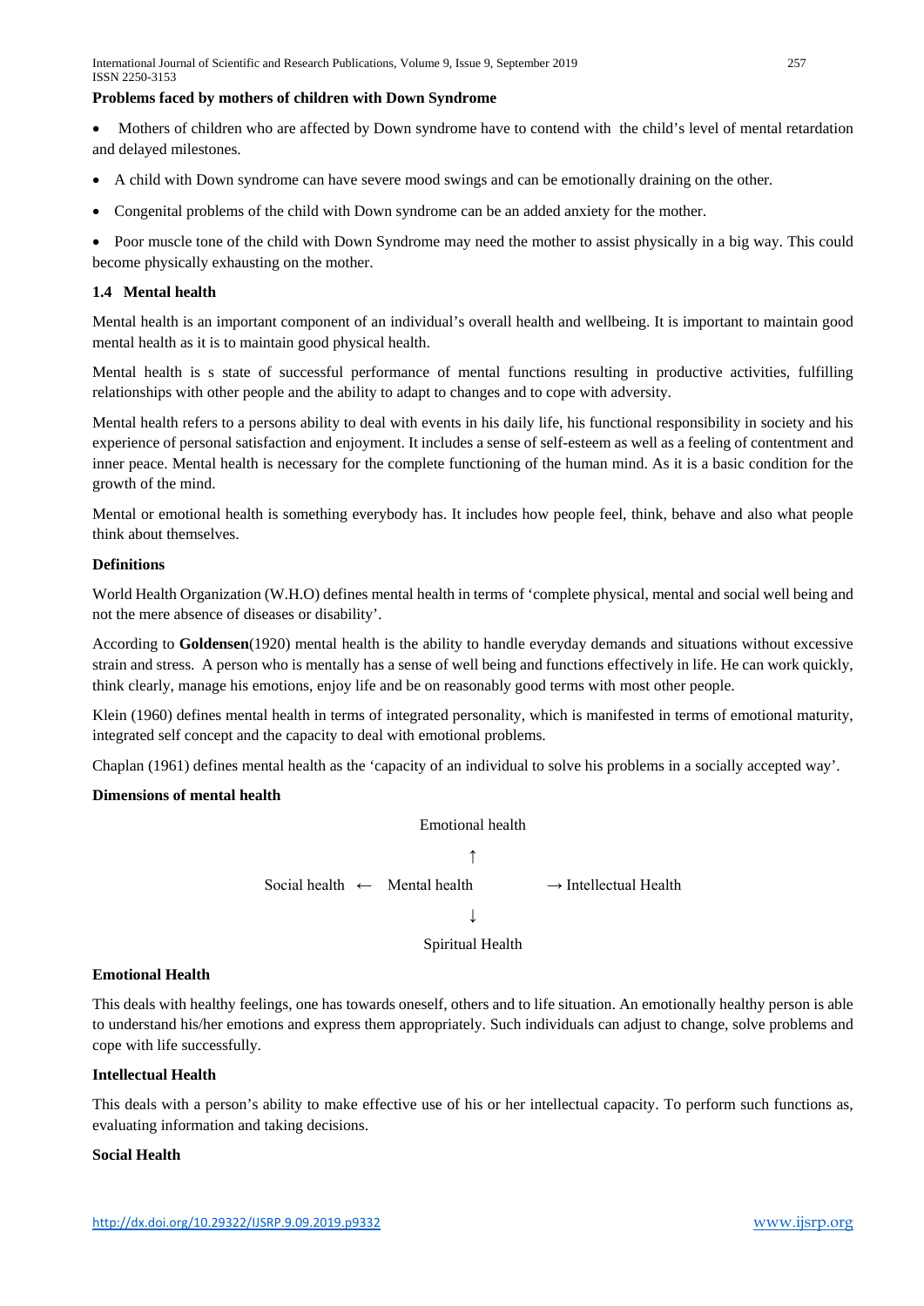**Problems faced by mothers of children with Down Syndrome**

- Mothers of children who are affected by Down syndrome have to contend with the child's level of mental retardation and delayed milestones.
- A child with Down syndrome can have severe mood swings and can be emotionally draining on the other.
- Congenital problems of the child with Down syndrome can be an added anxiety for the mother.
- Poor muscle tone of the child with Down Syndrome may need the mother to assist physically in a big way. This could become physically exhausting on the mother.

### 1.4 Mental health

Mental health is an important component of an individual's overall health and wellbeing. It is important to maintain good mental health as it is to maintain good physical health.

Mental health is s state of successful performance of mental functions resulting in productive activities, fulfilling relationships with other people and the ability to adapt to changes and to cope with adversity.

Mental health refers to a persons ability to deal with events in his daily life, his functional responsibility in society and his experience of personal satisfaction and enjoyment. It includes a sense of self-esteem as well as a feeling of contentment and inner peace. Mental health is necessary for the complete functioning of the human mind. As it is a basic condition for the growth of the mind.

Mental or emotional health is something everybody has. It includes how people feel, think, behave and also what people think about themselves.

**Definitions**

World Health Organization (W.H.O) defines mental health in terms of 'complete physical, mental and social well being and not the mere absence of diseases or disability'.

According to **Goldensen**(1920) mental health is the ability to handle everyday demands and situations without excessive strain and stress. A person who is mentally has a sense of well being and functions effectively in life. He can work quickly, think clearly, manage his emotions, enjoy life and be on reasonably good terms with most other people.

Klein (1960) defines mental health in terms of integrated personality, which is manifested in terms of emotional maturity, integrated self concept and the capacity to deal with emotional problems.

Chaplan (1961) defines mental health as the 'capacity of an individual to solve his problems in a socially accepted way'.

**Dimensions of mental health**

Emotional health

↑

Social health ← Mental health → Intellectual Health

↓

Spiritual Health

**Emotional Health**

This deals with healthy feelings, one has towards oneself, others and to life situation. An emotionally healthy person is able to understand his/her emotions and express them appropriately. Such individuals can adjust to change, solve problems and cope with life successfully.

**Intellectual Health**

This deals with a person's ability to make effective use of his or her intellectual capacity. To perform such functions as, evaluating information and taking decisions.

**Social Health**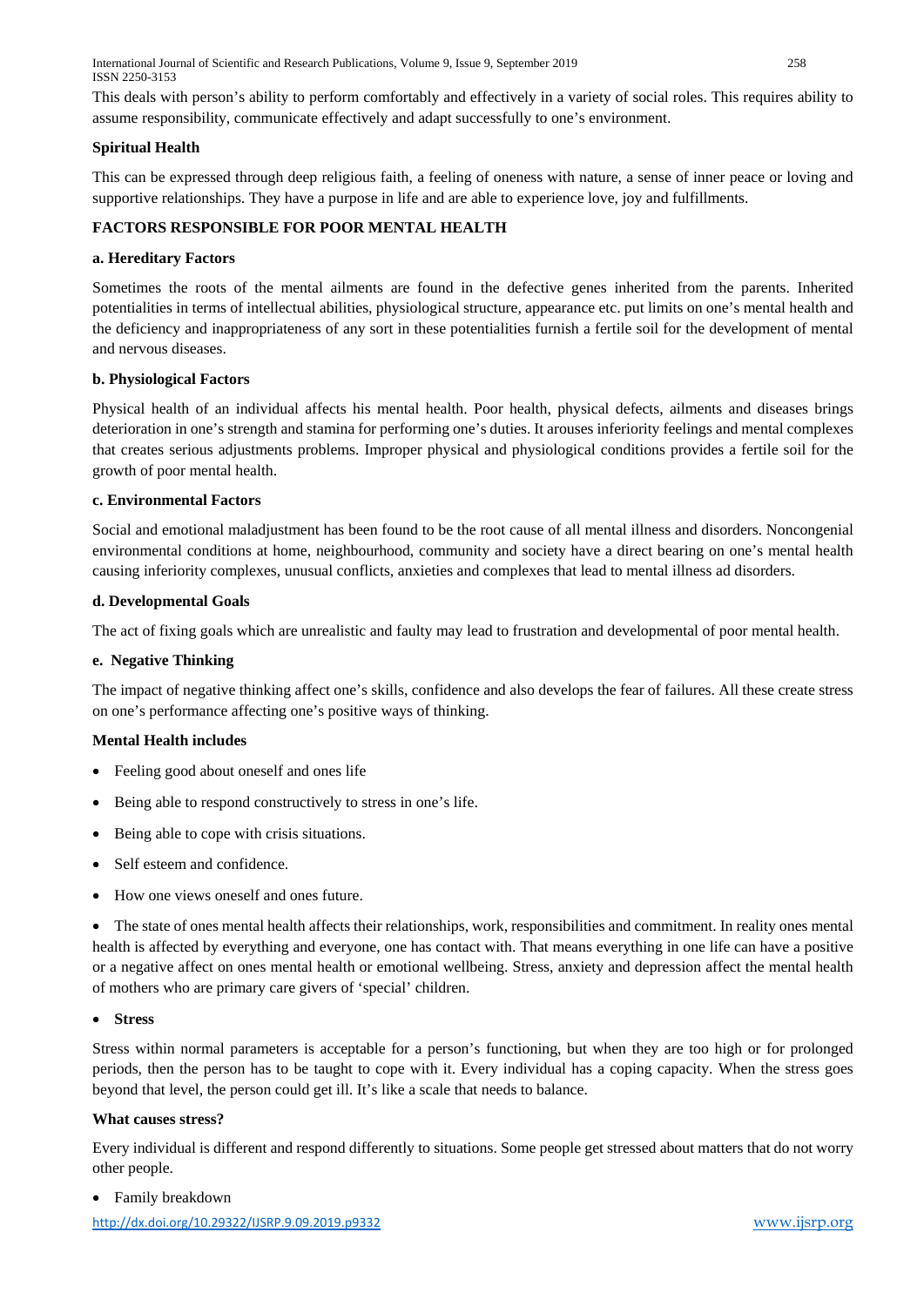This deals with person's ability to perform comfortably and effectively in a variety of social roles. This requires ability to assume responsibility, communicate effectively and adapt successfully to one's environment.

**Spiritual Health**

This can be expressed through deep religious faith, a feeling of oneness with nature, a sense of inner peace or loving and supportive relationships. They have a purpose in life and are able to experience love, joy and fulfillments.

**FACTORS RESPONSIBLE FOR POOR MENTAL HEALTH**

**a. Hereditary Factors**

Sometimes the roots of the mental ailments are found in the defective genes inherited from the parents. Inherited potentialities in terms of intellectual abilities, physiological structure, appearance etc. put limits on one's mental health and the deficiency and inappropriateness of any sort in these potentialities furnish a fertile soil for the development of mental and nervous diseases.

**b. Physiological Factors**

Physical health of an individual affects his mental health. Poor health, physical defects, ailments and diseases brings deterioration in one's strength and stamina for performing one's duties. It arouses inferiority feelings and mental complexes that creates serious adjustments problems. Improper physical and physiological conditions provides a fertile soil for the growth of poor mental health.

**c. Environmental Factors**

Social and emotional maladjustment has been found to be the root cause of all mental illness and disorders. Noncongenial environmental conditions at home, neighbourhood, community and society have a direct bearing on one's mental health causing inferiority complexes, unusual conflicts, anxieties and complexes that lead to mental illness ad disorders.

**d. Developmental Goals**

The act of fixing goals which are unrealistic and faulty may lead to frustration and developmental of poor mental health.

**e. Negative Thinking**

The impact of negative thinking affect one's skills, confidence and also develops the fear of failures. All these create stress on one's performance affecting one's positive ways of thinking.

**Mental Health includes**

- Feeling good about oneself and ones life
- Being able to respond constructively to stress in one's life.
- Being able to cope with crisis situations.
- Self esteem and confidence.
- How one views oneself and ones future.
- The state of ones mental health affects their relationships, work, responsibilities and commitment. In reality ones mental health is affected by everything and everyone, one has contact with. That means everything in one life can have a positive or a negative affect on ones mental health or emotional wellbeing. Stress, anxiety and depression affect the mental health of mothers who are primary care givers of 'special' children.
- **Stress**

Stress within normal parameters is acceptable for a person's functioning, but when they are too high or for prolonged periods, then the person has to be taught to cope with it. Every individual has a coping capacity. When the stress goes beyond that level, the person could get ill. It's like a scale that needs to balance.

**What causes stress?**

Every individual is different and respond differently to situations. Some people get stressed about matters that do not worry other people.

- Family breakdown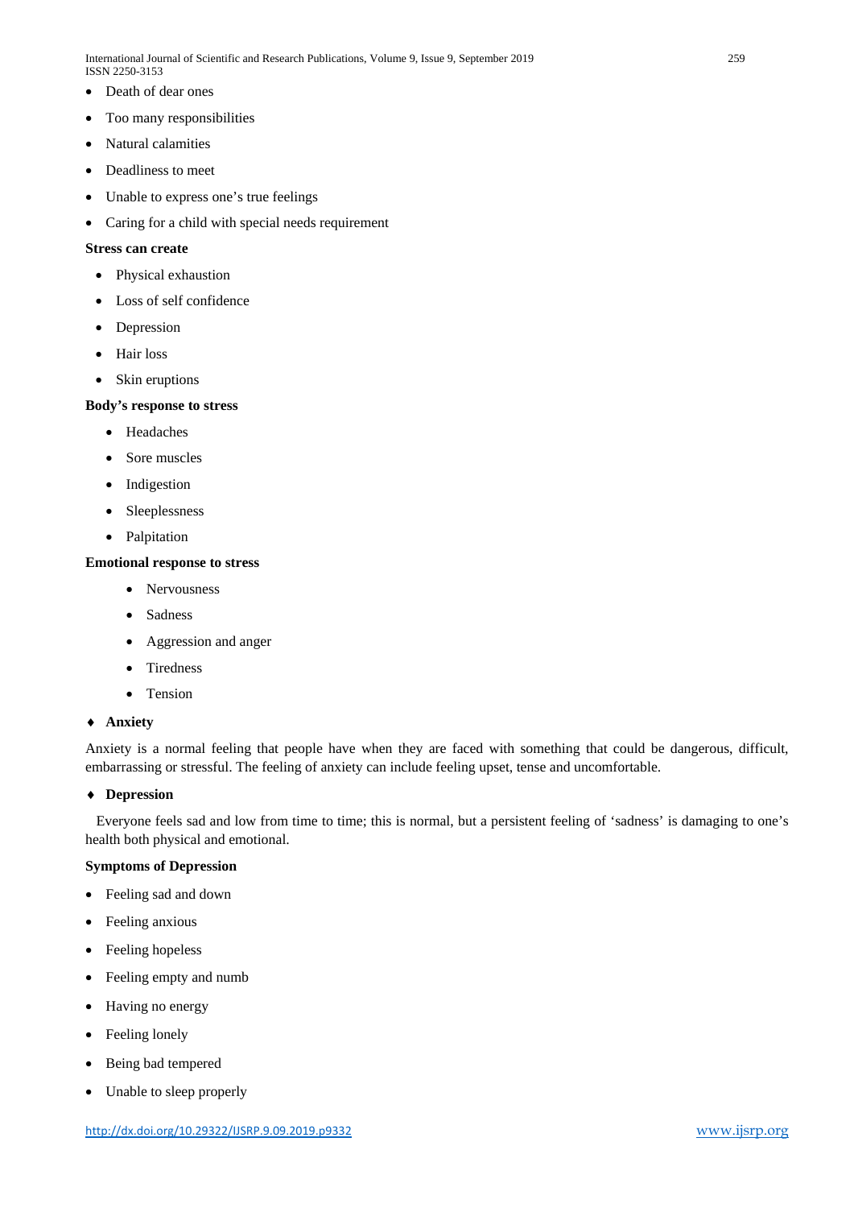- Death of dear ones
- Too many responsibilities
- Natural calamities
- Deadliness to meet
- Unable to express one's true feelings
- Caring for a child with special needs requirement

**Stress can create**

- Physical exhaustion
- Loss of self confidence
- Depression
- Hair loss
- Skin eruptions

**Body's response to stress**

- Headaches
- Sore muscles
- Indigestion
- Sleeplessness
- Palpitation

**Emotional response to stress**

- Nervousness
- Sadness
- Aggression and anger
- Tiredness
- Tension

♦ **Anxiety**

Anxiety is a normal feeling that people have when they are faced with something that could be dangerous, difficult, embarrassing or stressful. The feeling of anxiety can include feeling upset, tense and uncomfortable.

♦ **Depression**

Everyone feels sad and low from time to time; this is normal, but a persistent feeling of 'sadness' is damaging to one's health both physical and emotional.

**Symptoms of Depression**

- Feeling sad and down
- Feeling anxious
- Feeling hopeless
- Feeling empty and numb
- Having no energy
- Feeling lonely
- Being bad tempered
- Unable to sleep properly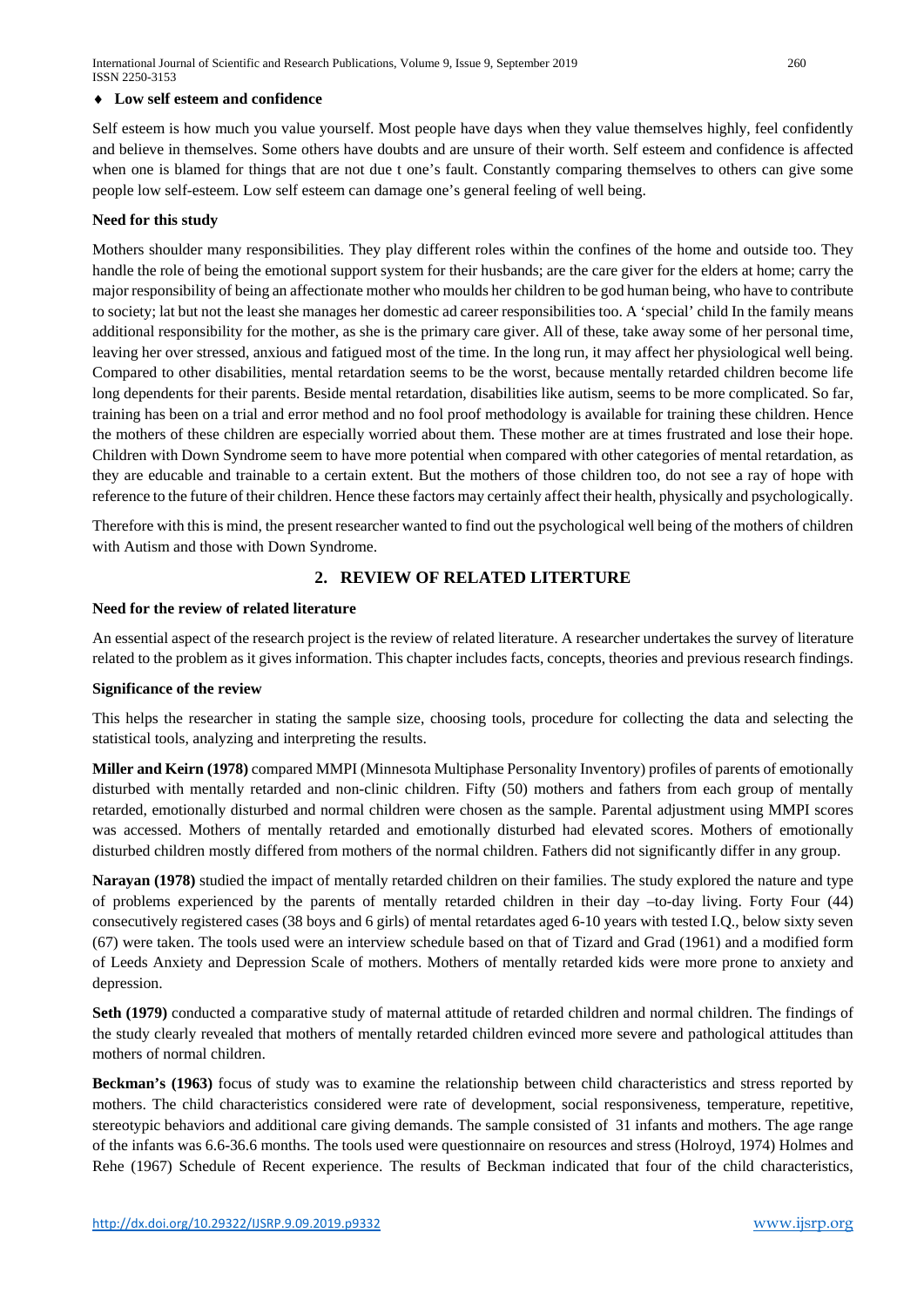♦ **Low self esteem and confidence**

Self esteem is how much you value yourself. Most people have days when they value themselves highly, feel confidently and believe in themselves. Some others have doubts and are unsure of their worth. Self esteem and confidence is affected when one is blamed for things that are not due t one's fault. Constantly comparing themselves to others can give some people low self-esteem. Low self esteem can damage one's general feeling of well being.

**Need for this study**

Mothers shoulder many responsibilities. They play different roles within the confines of the home and outside too. They handle the role of being the emotional support system for their husbands; are the care giver for the elders at home; carry the major responsibility of being an affectionate mother who moulds her children to be god human being, who have to contribute to society; lat but not the least she manages her domestic ad career responsibilities too. A 'special' child In the family means additional responsibility for the mother, as she is the primary care giver. All of these, take away some of her personal time, leaving her over stressed, anxious and fatigued most of the time. In the long run, it may affect her physiological well being. Compared to other disabilities, mental retardation seems to be the worst, because mentally retarded children become life long dependents for their parents. Beside mental retardation, disabilities like autism, seems to be more complicated. So far, training has been on a trial and error method and no fool proof methodology is available for training these children. Hence the mothers of these children are especially worried about them. These mother are at times frustrated and lose their hope. Children with Down Syndrome seem to have more potential when compared with other categories of mental retardation, as they are educable and trainable to a certain extent. But the mothers of those children too, do not see a ray of hope with reference to the future of their children. Hence these factors may certainly affect their health, physically and psychologically.

Therefore with this is mind, the present researcher wanted to find out the psychological well being of the mothers of children with Autism and those with Down Syndrome.

## 2. REVIEW OF RELATED LITERTURE

**Need for the review of related literature**

An essential aspect of the research project is the review of related literature. A researcher undertakes the survey of literature related to the problem as it gives information. This chapter includes facts, concepts, theories and previous research findings.

**Significance of the review**

This helps the researcher in stating the sample size, choosing tools, procedure for collecting the data and selecting the statistical tools, analyzing and interpreting the results.

**Miller and Keirn (1978)** compared MMPI (Minnesota Multiphase Personality Inventory) profiles of parents of emotionally disturbed with mentally retarded and non-clinic children. Fifty (50) mothers and fathers from each group of mentally retarded, emotionally disturbed and normal children were chosen as the sample. Parental adjustment using MMPI scores was accessed. Mothers of mentally retarded and emotionally disturbed had elevated scores. Mothers of emotionally disturbed children mostly differed from mothers of the normal children. Fathers did not significantly differ in any group.

**Narayan (1978)** studied the impact of mentally retarded children on their families. The study explored the nature and type of problems experienced by the parents of mentally retarded children in their day –to-day living. Forty Four (44) consecutively registered cases (38 boys and 6 girls) of mental retardates aged 6-10 years with tested I.Q., below sixty seven (67) were taken. The tools used were an interview schedule based on that of Tizard and Grad (1961) and a modified form of Leeds Anxiety and Depression Scale of mothers. Mothers of mentally retarded kids were more prone to anxiety and depression.

**Seth (1979)** conducted a comparative study of maternal attitude of retarded children and normal children. The findings of the study clearly revealed that mothers of mentally retarded children evinced more severe and pathological attitudes than mothers of normal children.

**Beckman's (1963)** focus of study was to examine the relationship between child characteristics and stress reported by mothers. The child characteristics considered were rate of development, social responsiveness, temperature, repetitive, stereotypic behaviors and additional care giving demands. The sample consisted of 31 infants and mothers. The age range of the infants was 6.6-36.6 months. The tools used were questionnaire on resources and stress (Holroyd, 1974) Holmes and Rehe (1967) Schedule of Recent experience. The results of Beckman indicated that four of the child characteristics,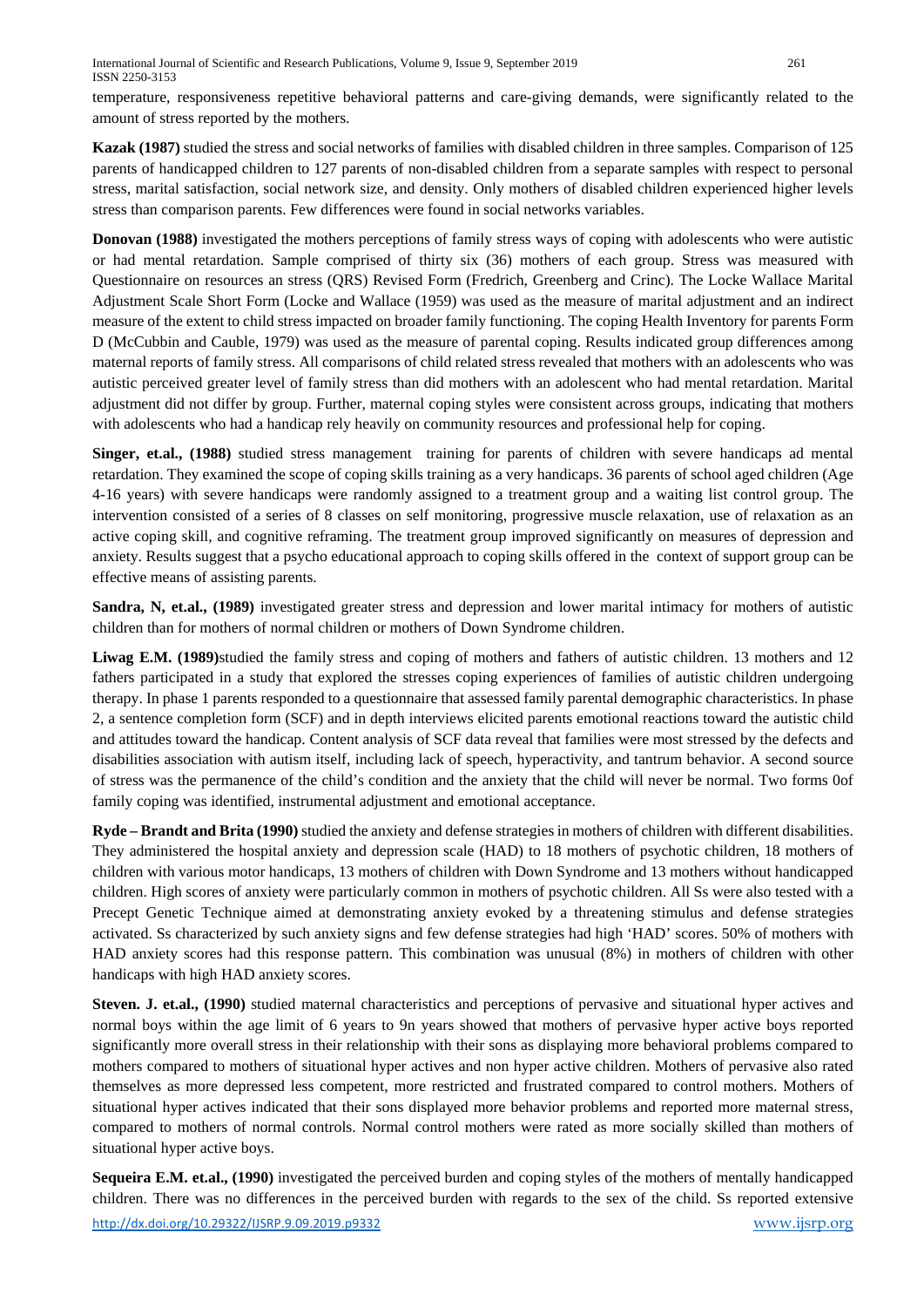temperature, responsiveness repetitive behavioral patterns and care-giving demands, were significantly related to the amount of stress reported by the mothers.

**Kazak (1987)** studied the stress and social networks of families with disabled children in three samples. Comparison of 125 parents of handicapped children to 127 parents of non-disabled children from a separate samples with respect to personal stress, marital satisfaction, social network size, and density. Only mothers of disabled children experienced higher levels stress than comparison parents. Few differences were found in social networks variables.

**Donovan (1988)** investigated the mothers perceptions of family stress ways of coping with adolescents who were autistic or had mental retardation. Sample comprised of thirty six (36) mothers of each group. Stress was measured with Questionnaire on resources an stress (QRS) Revised Form (Fredrich, Greenberg and Crinc). The Locke Wallace Marital Adjustment Scale Short Form (Locke and Wallace (1959) was used as the measure of marital adjustment and an indirect measure of the extent to child stress impacted on broader family functioning. The coping Health Inventory for parents Form D (McCubbin and Cauble, 1979) was used as the measure of parental coping. Results indicated group differences among maternal reports of family stress. All comparisons of child related stress revealed that mothers with an adolescents who was autistic perceived greater level of family stress than did mothers with an adolescent who had mental retardation. Marital adjustment did not differ by group. Further, maternal coping styles were consistent across groups, indicating that mothers with adolescents who had a handicap rely heavily on community resources and professional help for coping.

**Singer, et.al., (1988)** studied stress management training for parents of children with severe handicaps ad mental retardation. They examined the scope of coping skills training as a very handicaps. 36 parents of school aged children (Age 4-16 years) with severe handicaps were randomly assigned to a treatment group and a waiting list control group. The intervention consisted of a series of 8 classes on self monitoring, progressive muscle relaxation, use of relaxation as an active coping skill, and cognitive reframing. The treatment group improved significantly on measures of depression and anxiety. Results suggest that a psycho educational approach to coping skills offered in the context of support group can be effective means of assisting parents.

**Sandra, N, et.al., (1989)** investigated greater stress and depression and lower marital intimacy for mothers of autistic children than for mothers of normal children or mothers of Down Syndrome children.

**Liwag E.M. (1989)**studied the family stress and coping of mothers and fathers of autistic children. 13 mothers and 12 fathers participated in a study that explored the stresses coping experiences of families of autistic children undergoing therapy. In phase 1 parents responded to a questionnaire that assessed family parental demographic characteristics. In phase 2, a sentence completion form (SCF) and in depth interviews elicited parents emotional reactions toward the autistic child and attitudes toward the handicap. Content analysis of SCF data reveal that families were most stressed by the defects and disabilities association with autism itself, including lack of speech, hyperactivity, and tantrum behavior. A second source of stress was the permanence of the child's condition and the anxiety that the child will never be normal. Two forms 0of family coping was identified, instrumental adjustment and emotional acceptance.

**Ryde – Brandt and Brita (1990)** studied the anxiety and defense strategies in mothers of children with different disabilities. They administered the hospital anxiety and depression scale (HAD) to 18 mothers of psychotic children, 18 mothers of children with various motor handicaps, 13 mothers of children with Down Syndrome and 13 mothers without handicapped children. High scores of anxiety were particularly common in mothers of psychotic children. All Ss were also tested with a Precept Genetic Technique aimed at demonstrating anxiety evoked by a threatening stimulus and defense strategies activated. Ss characterized by such anxiety signs and few defense strategies had high 'HAD' scores. 50% of mothers with HAD anxiety scores had this response pattern. This combination was unusual (8%) in mothers of children with other handicaps with high HAD anxiety scores.

**Steven. J. et.al., (1990)** studied maternal characteristics and perceptions of pervasive and situational hyper actives and normal boys within the age limit of 6 years to 9n years showed that mothers of pervasive hyper active boys reported significantly more overall stress in their relationship with their sons as displaying more behavioral problems compared to mothers compared to mothers of situational hyper actives and non hyper active children. Mothers of pervasive also rated themselves as more depressed less competent, more restricted and frustrated compared to control mothers. Mothers of situational hyper actives indicated that their sons displayed more behavior problems and reported more maternal stress, compared to mothers of normal controls. Normal control mothers were rated as more socially skilled than mothers of situational hyper active boys.

**Sequeira E.M. et.al., (1990)** investigated the perceived burden and coping styles of the mothers of mentally handicapped children. There was no differences in the perceived burden with regards to the sex of the child. Ss reported extensive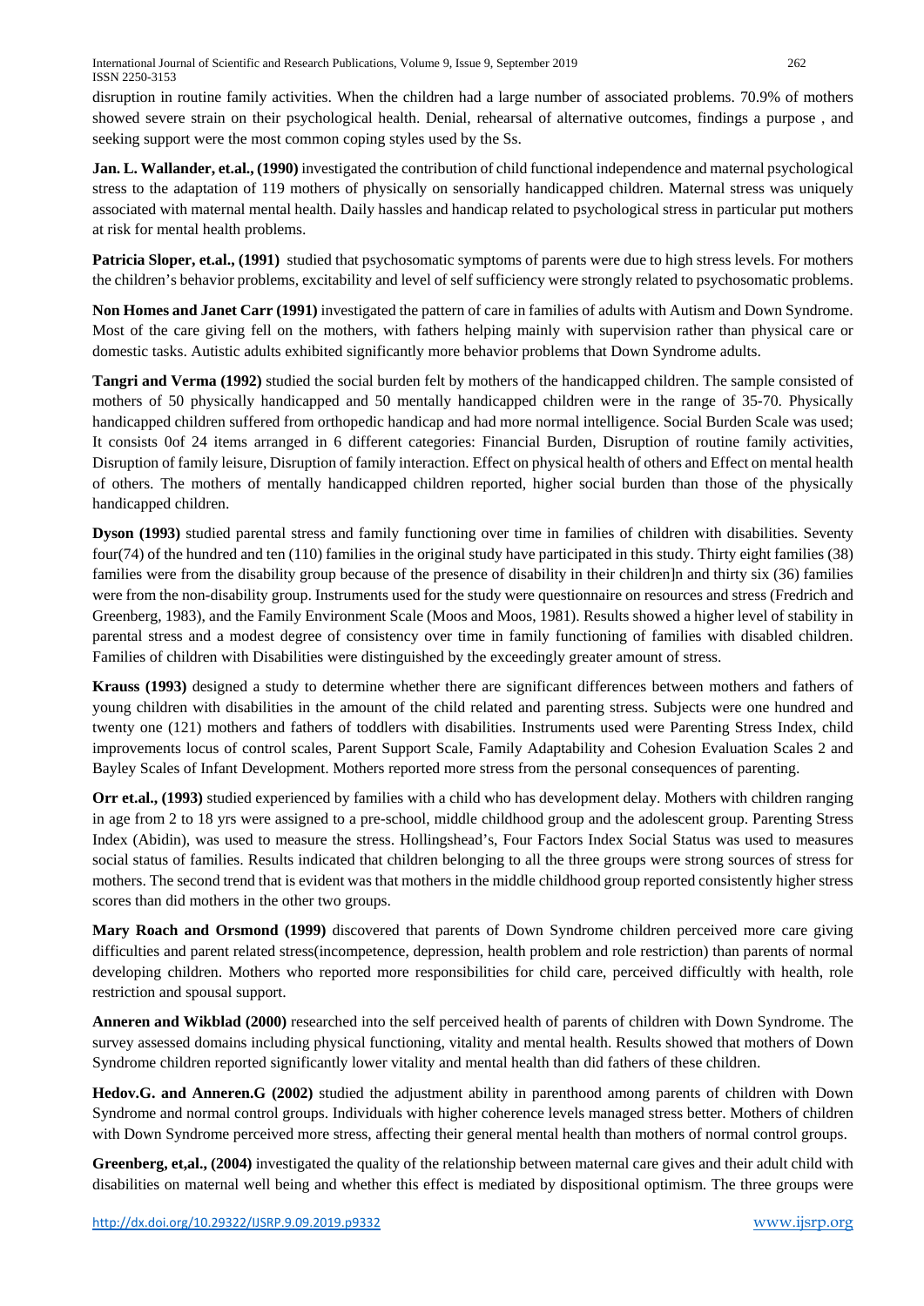disruption in routine family activities. When the children had a large number of associated problems. 70.9% of mothers showed severe strain on their psychological health. Denial, rehearsal of alternative outcomes, findings a purpose , and seeking support were the most common coping styles used by the Ss.

**Jan. L. Wallander, et.al., (1990)** investigated the contribution of child functional independence and maternal psychological stress to the adaptation of 119 mothers of physically on sensorially handicapped children. Maternal stress was uniquely associated with maternal mental health. Daily hassles and handicap related to psychological stress in particular put mothers at risk for mental health problems.

**Patricia Sloper, et.al., (1991)** studied that psychosomatic symptoms of parents were due to high stress levels. For mothers the children's behavior problems, excitability and level of self sufficiency were strongly related to psychosomatic problems.

**Non Homes and Janet Carr (1991)** investigated the pattern of care in families of adults with Autism and Down Syndrome. Most of the care giving fell on the mothers, with fathers helping mainly with supervision rather than physical care or domestic tasks. Autistic adults exhibited significantly more behavior problems that Down Syndrome adults.

**Tangri and Verma (1992)** studied the social burden felt by mothers of the handicapped children. The sample consisted of mothers of 50 physically handicapped and 50 mentally handicapped children were in the range of 35-70. Physically handicapped children suffered from orthopedic handicap and had more normal intelligence. Social Burden Scale was used; It consists 0of 24 items arranged in 6 different categories: Financial Burden, Disruption of routine family activities, Disruption of family leisure, Disruption of family interaction. Effect on physical health of others and Effect on mental health of others. The mothers of mentally handicapped children reported, higher social burden than those of the physically handicapped children.

**Dyson (1993)** studied parental stress and family functioning over time in families of children with disabilities. Seventy four(74) of the hundred and ten (110) families in the original study have participated in this study. Thirty eight families (38) families were from the disability group because of the presence of disability in their children]n and thirty six (36) families were from the non-disability group. Instruments used for the study were questionnaire on resources and stress (Fredrich and Greenberg, 1983), and the Family Environment Scale (Moos and Moos, 1981). Results showed a higher level of stability in parental stress and a modest degree of consistency over time in family functioning of families with disabled children. Families of children with Disabilities were distinguished by the exceedingly greater amount of stress.

**Krauss (1993)** designed a study to determine whether there are significant differences between mothers and fathers of young children with disabilities in the amount of the child related and parenting stress. Subjects were one hundred and twenty one (121) mothers and fathers of toddlers with disabilities. Instruments used were Parenting Stress Index, child improvements locus of control scales, Parent Support Scale, Family Adaptability and Cohesion Evaluation Scales 2 and Bayley Scales of Infant Development. Mothers reported more stress from the personal consequences of parenting.

**Orr et.al., (1993)** studied experienced by families with a child who has development delay. Mothers with children ranging in age from 2 to 18 yrs were assigned to a pre-school, middle childhood group and the adolescent group. Parenting Stress Index (Abidin), was used to measure the stress. Hollingshead's, Four Factors Index Social Status was used to measures social status of families. Results indicated that children belonging to all the three groups were strong sources of stress for mothers. The second trend that is evident was that mothers in the middle childhood group reported consistently higher stress scores than did mothers in the other two groups.

**Mary Roach and Orsmond (1999)** discovered that parents of Down Syndrome children perceived more care giving difficulties and parent related stress(incompetence, depression, health problem and role restriction) than parents of normal developing children. Mothers who reported more responsibilities for child care, perceived difficultly with health, role restriction and spousal support.

**Anneren and Wikblad (2000)** researched into the self perceived health of parents of children with Down Syndrome. The survey assessed domains including physical functioning, vitality and mental health. Results showed that mothers of Down Syndrome children reported significantly lower vitality and mental health than did fathers of these children.

**Hedov.G. and Anneren.G (2002)** studied the adjustment ability in parenthood among parents of children with Down Syndrome and normal control groups. Individuals with higher coherence levels managed stress better. Mothers of children with Down Syndrome perceived more stress, affecting their general mental health than mothers of normal control groups.

**Greenberg, et,al., (2004)** investigated the quality of the relationship between maternal care gives and their adult child with disabilities on maternal well being and whether this effect is mediated by dispositional optimism. The three groups were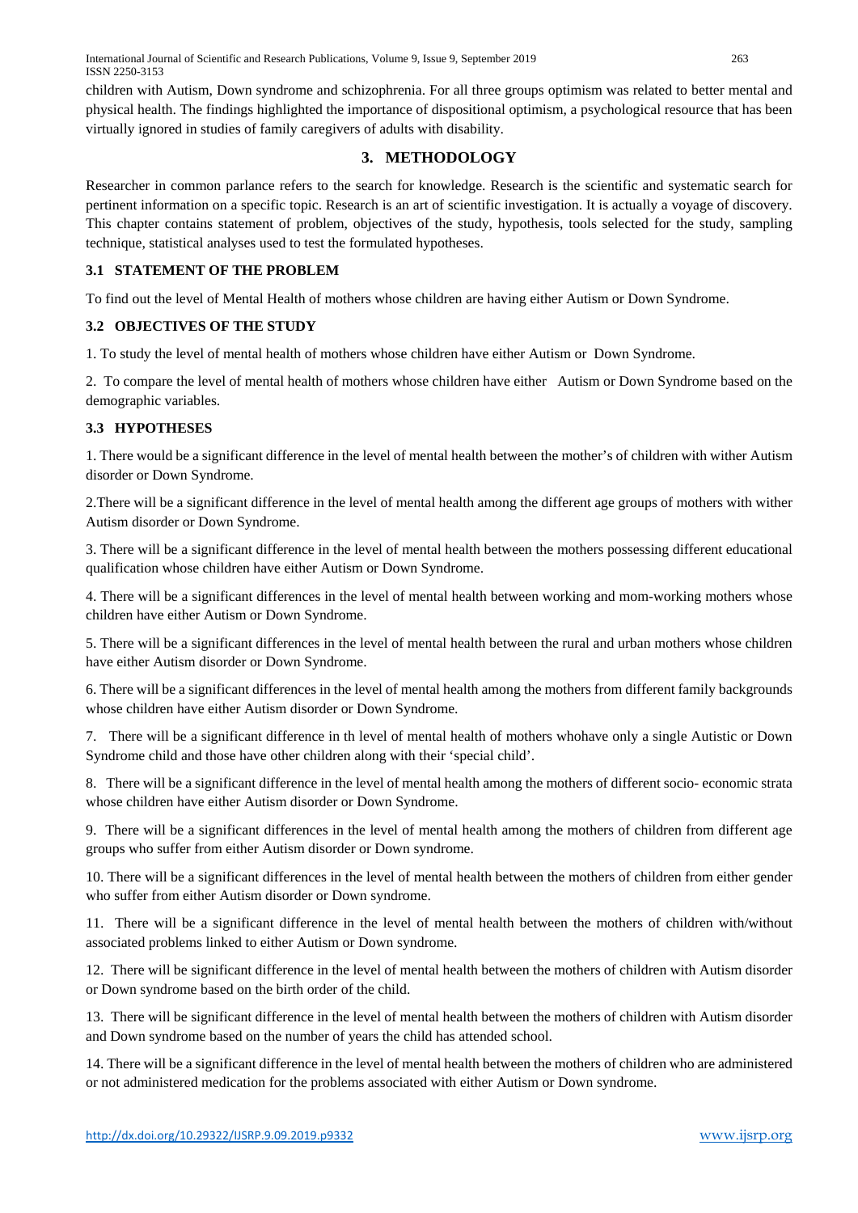children with Autism, Down syndrome and schizophrenia. For all three groups optimism was related to better mental and physical health. The findings highlighted the importance of dispositional optimism, a psychological resource that has been virtually ignored in studies of family caregivers of adults with disability.

## 3. METHODOLOGY

Researcher in common parlance refers to the search for knowledge. Research is the scientific and systematic search for pertinent information on a specific topic. Research is an art of scientific investigation. It is actually a voyage of discovery. This chapter contains statement of problem, objectives of the study, hypothesis, tools selected for the study, sampling technique, statistical analyses used to test the formulated hypotheses.

### 3.1 STATEMENT OF THE PROBLEM

To find out the level of Mental Health of mothers whose children are having either Autism or Down Syndrome.

### 3.2 OBJECTIVES OF THE STUDY

1. To study the level of mental health of mothers whose children have either Autism or Down Syndrome.

2. To compare the level of mental health of mothers whose children have either Autism or Down Syndrome based on the demographic variables.

### 3.3 HYPOTHESES

1. There would be a significant difference in the level of mental health between the mother's of children with wither Autism disorder or Down Syndrome.

2.There will be a significant difference in the level of mental health among the different age groups of mothers with wither Autism disorder or Down Syndrome.

3. There will be a significant difference in the level of mental health between the mothers possessing different educational qualification whose children have either Autism or Down Syndrome.

4. There will be a significant differences in the level of mental health between working and mom-working mothers whose children have either Autism or Down Syndrome.

5. There will be a significant differences in the level of mental health between the rural and urban mothers whose children have either Autism disorder or Down Syndrome.

6. There will be a significant differences in the level of mental health among the mothers from different family backgrounds whose children have either Autism disorder or Down Syndrome.

7. There will be a significant difference in th level of mental health of mothers whohave only a single Autistic or Down Syndrome child and those have other children along with their 'special child'.

8. There will be a significant difference in the level of mental health among the mothers of different socio- economic strata whose children have either Autism disorder or Down Syndrome.

9. There will be a significant differences in the level of mental health among the mothers of children from different age groups who suffer from either Autism disorder or Down syndrome.

10. There will be a significant differences in the level of mental health between the mothers of children from either gender who suffer from either Autism disorder or Down syndrome.

11. There will be a significant difference in the level of mental health between the mothers of children with/without associated problems linked to either Autism or Down syndrome.

12. There will be significant difference in the level of mental health between the mothers of children with Autism disorder or Down syndrome based on the birth order of the child.

13. There will be significant difference in the level of mental health between the mothers of children with Autism disorder and Down syndrome based on the number of years the child has attended school.

14. There will be a significant difference in the level of mental health between the mothers of children who are administered or not administered medication for the problems associated with either Autism or Down syndrome.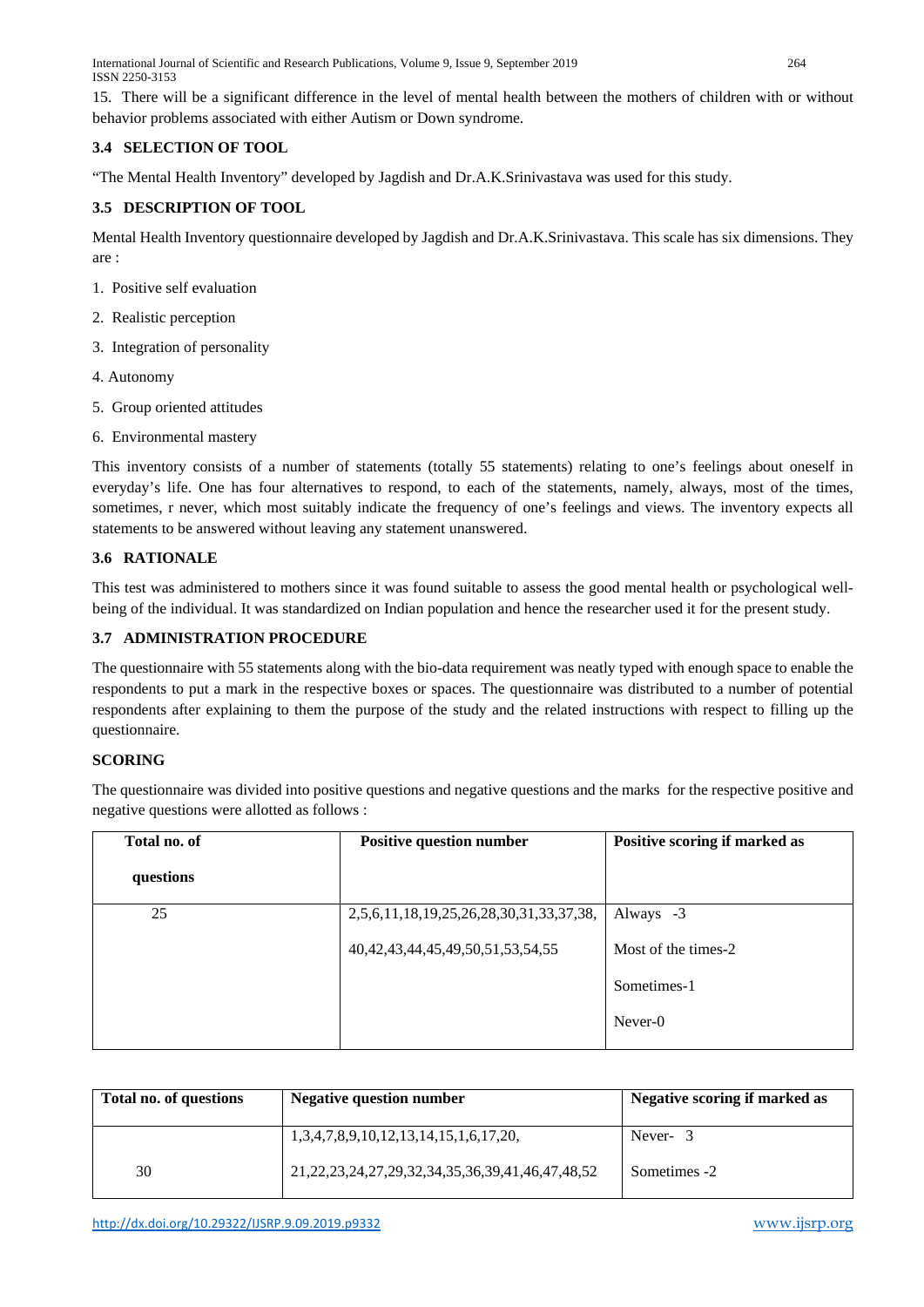15. There will be a significant difference in the level of mental health between the mothers of children with or without behavior problems associated with either Autism or Down syndrome.

### 3.4 SELECTION OF TOOL

"The Mental Health Inventory" developed by Jagdish and Dr.A.K.Srinivastava was used for this study.

### 3.5 DESCRIPTION OF TOOL

Mental Health Inventory questionnaire developed by Jagdish and Dr.A.K.Srinivastava. This scale has six dimensions. They are :

1. Positive self evaluation
2. Realistic perception
3. Integration of personality
4. Autonomy
5. Group oriented attitudes
6. Environmental mastery

This inventory consists of a number of statements (totally 55 statements) relating to one's feelings about oneself in everyday's life. One has four alternatives to respond, to each of the statements, namely, always, most of the times, sometimes, r never, which most suitably indicate the frequency of one's feelings and views. The inventory expects all statements to be answered without leaving any statement unanswered.

### 3.6 RATIONALE

This test was administered to mothers since it was found suitable to assess the good mental health or psychological well-being of the individual. It was standardized on Indian population and hence the researcher used it for the present study.

### 3.7 ADMINISTRATION PROCEDURE

The questionnaire with 55 statements along with the bio-data requirement was neatly typed with enough space to enable the respondents to put a mark in the respective boxes or spaces. The questionnaire was distributed to a number of potential respondents after explaining to them the purpose of the study and the related instructions with respect to filling up the questionnaire.

### SCORING

The questionnaire was divided into positive questions and negative questions and the marks for the respective positive and negative questions were allotted as follows :

| Total no. of questions | Positive question number | Positive scoring if marked as |
|---|---|---|
| 25 | 2,5,6,11,18,19,25,26,28,30,31,33,37,38, 40,42,43,44,45,49,50,51,53,54,55 | Always -3<br>Most of the times-2<br>Sometimes-1<br>Never-0 |

| Total no. of questions | Negative question number | Negative scoring if marked as |
|---|---|---|
| 30 | 1,3,4,7,8,9,10,12,13,14,15,1,6,17,20, 21,22,23,24,27,29,32,34,35,36,39,41,46,47,48,52 | Never- 3<br>Sometimes -2 |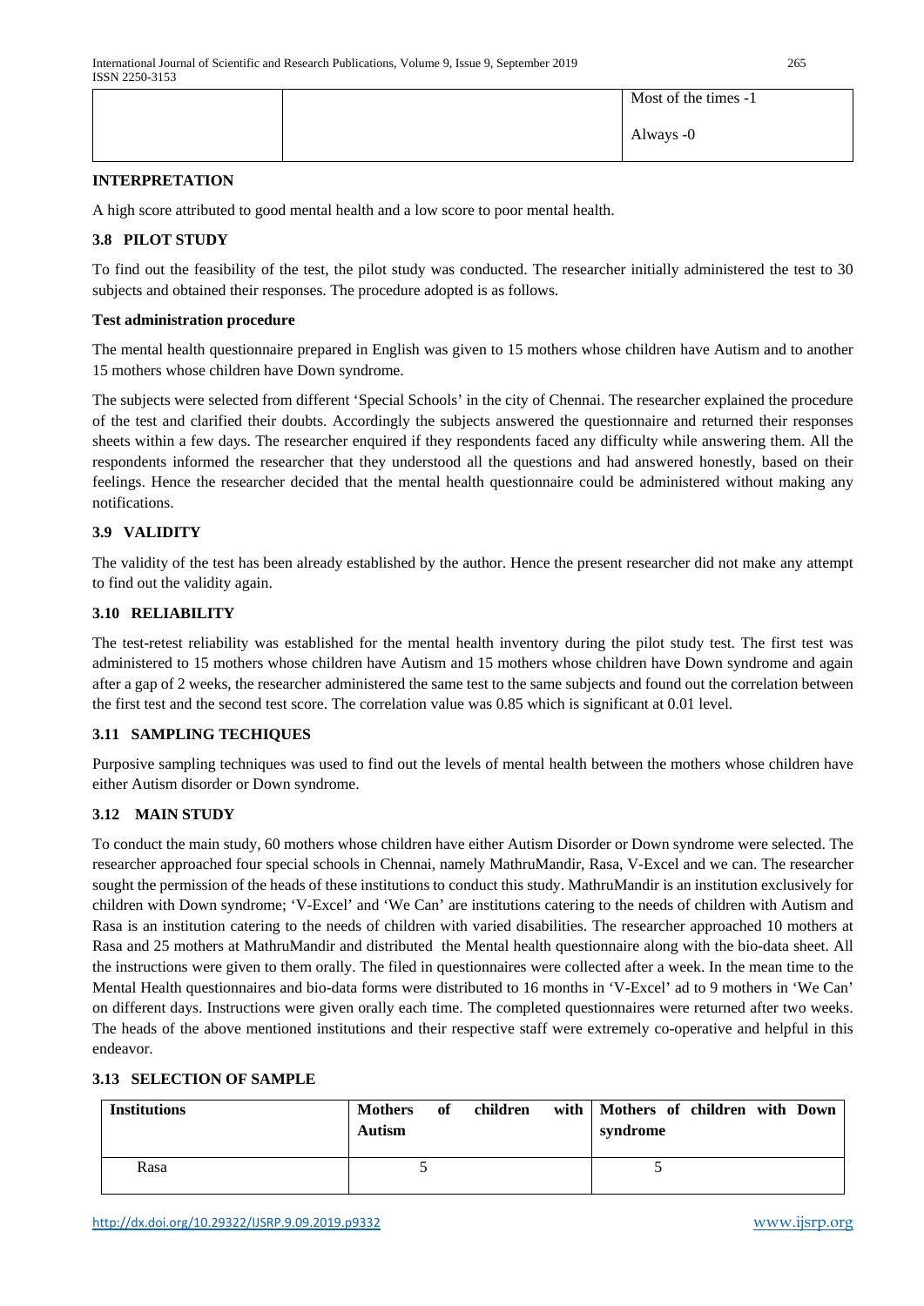| | | Most of the times -1<br><br>Always -0 |
|---|---|---|

**INTERPRETATION**

A high score attributed to good mental health and a low score to poor mental health.

### 3.8 PILOT STUDY

To find out the feasibility of the test, the pilot study was conducted. The researcher initially administered the test to 30 subjects and obtained their responses. The procedure adopted is as follows.

**Test administration procedure**

The mental health questionnaire prepared in English was given to 15 mothers whose children have Autism and to another 15 mothers whose children have Down syndrome.

The subjects were selected from different 'Special Schools' in the city of Chennai. The researcher explained the procedure of the test and clarified their doubts. Accordingly the subjects answered the questionnaire and returned their responses sheets within a few days. The researcher enquired if they respondents faced any difficulty while answering them. All the respondents informed the researcher that they understood all the questions and had answered honestly, based on their feelings. Hence the researcher decided that the mental health questionnaire could be administered without making any notifications.

### 3.9 VALIDITY

The validity of the test has been already established by the author. Hence the present researcher did not make any attempt to find out the validity again.

### 3.10 RELIABILITY

The test-retest reliability was established for the mental health inventory during the pilot study test. The first test was administered to 15 mothers whose children have Autism and 15 mothers whose children have Down syndrome and again after a gap of 2 weeks, the researcher administered the same test to the same subjects and found out the correlation between the first test and the second test score. The correlation value was 0.85 which is significant at 0.01 level.

### 3.11 SAMPLING TECHIQUES

Purposive sampling techniques was used to find out the levels of mental health between the mothers whose children have either Autism disorder or Down syndrome.

### 3.12 MAIN STUDY

To conduct the main study, 60 mothers whose children have either Autism Disorder or Down syndrome were selected. The researcher approached four special schools in Chennai, namely MathruMandir, Rasa, V-Excel and we can. The researcher sought the permission of the heads of these institutions to conduct this study. MathruMandir is an institution exclusively for children with Down syndrome; 'V-Excel' and 'We Can' are institutions catering to the needs of children with Autism and Rasa is an institution catering to the needs of children with varied disabilities. The researcher approached 10 mothers at Rasa and 25 mothers at MathruMandir and distributed the Mental health questionnaire along with the bio-data sheet. All the instructions were given to them orally. The filed in questionnaires were collected after a week. In the mean time to the Mental Health questionnaires and bio-data forms were distributed to 16 months in 'V-Excel' ad to 9 mothers in 'We Can' on different days. Instructions were given orally each time. The completed questionnaires were returned after two weeks. The heads of the above mentioned institutions and their respective staff were extremely co-operative and helpful in this endeavor.

### 3.13 SELECTION OF SAMPLE

| Institutions | Mothers of children with Autism | Mothers of children with Down syndrome |
|---|---|---|
| Rasa | 5 | 5 |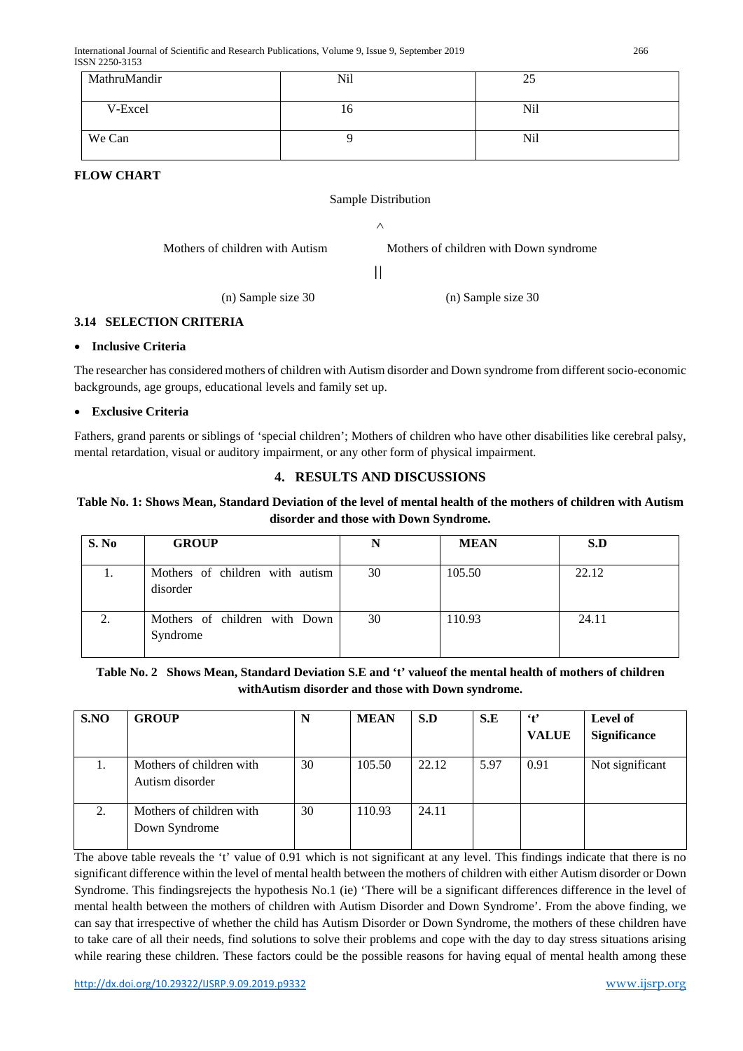| MathruMandir | Nil | 25 |
|---|---|---|
| V-Excel | 16 | Nil |
| We Can | 9 | Nil |

**FLOW CHART**

Sample Distribution

^

Mothers of children with Autism    Mothers of children with Down syndrome

||

(n) Sample size 30    (n) Sample size 30

### 3.14 SELECTION CRITERIA

- **Inclusive Criteria**

The researcher has considered mothers of children with Autism disorder and Down syndrome from different socio-economic backgrounds, age groups, educational levels and family set up.

- **Exclusive Criteria**

Fathers, grand parents or siblings of 'special children'; Mothers of children who have other disabilities like cerebral palsy, mental retardation, visual or auditory impairment, or any other form of physical impairment.

## 4. RESULTS AND DISCUSSIONS

**Table No. 1: Shows Mean, Standard Deviation of the level of mental health of the mothers of children with Autism disorder and those with Down Syndrome.**

| S. No | GROUP | N | MEAN | S.D |
|---|---|---|---|---|
| 1. | Mothers of children with autism disorder | 30 | 105.50 | 22.12 |
| 2. | Mothers of children with Down Syndrome | 30 | 110.93 | 24.11 |

**Table No. 2 Shows Mean, Standard Deviation S.E and 't' valueof the mental health of mothers of children withAutism disorder and those with Down syndrome.**

| S.NO | GROUP | N | MEAN | S.D | S.E | 't' VALUE | Level of Significance |
|---|---|---|---|---|---|---|---|
| 1. | Mothers of children with Autism disorder | 30 | 105.50 | 22.12 | 5.97 | 0.91 | Not significant |
| 2. | Mothers of children with Down Syndrome | 30 | 110.93 | 24.11 | | | |

The above table reveals the 't' value of 0.91 which is not significant at any level. This findings indicate that there is no significant difference within the level of mental health between the mothers of children with either Autism disorder or Down Syndrome. This findingsrejects the hypothesis No.1 (ie) 'There will be a significant differences difference in the level of mental health between the mothers of children with Autism Disorder and Down Syndrome'. From the above finding, we can say that irrespective of whether the child has Autism Disorder or Down Syndrome, the mothers of these children have to take care of all their needs, find solutions to solve their problems and cope with the day to day stress situations arising while rearing these children. These factors could be the possible reasons for having equal of mental health among these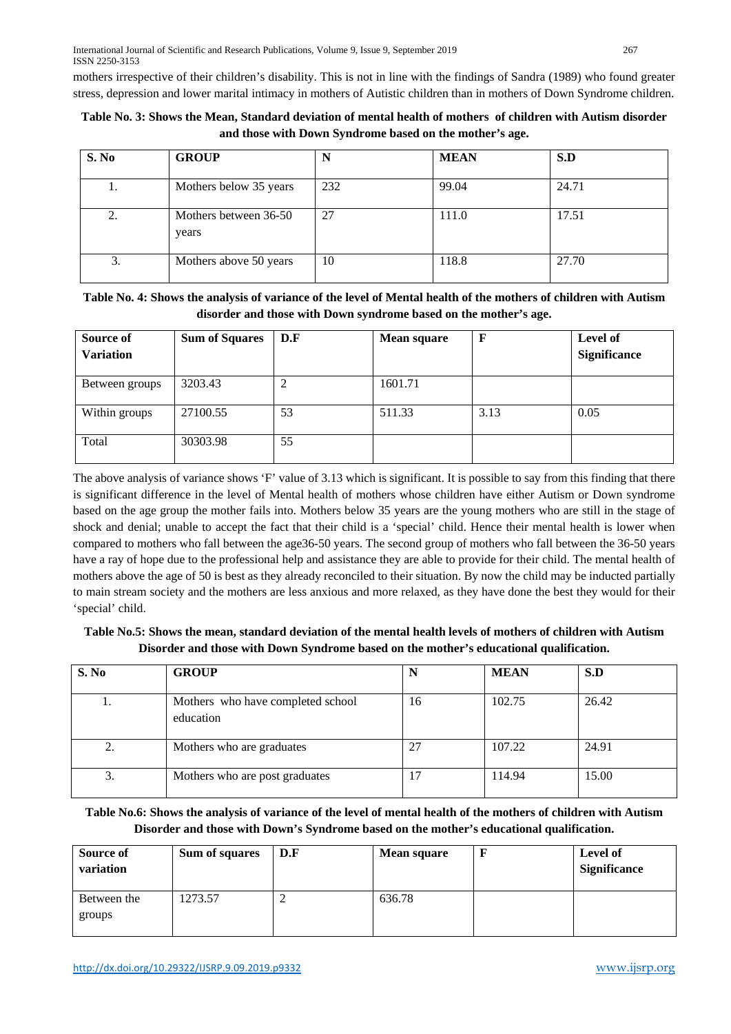mothers irrespective of their children's disability. This is not in line with the findings of Sandra (1989) who found greater stress, depression and lower marital intimacy in mothers of Autistic children than in mothers of Down Syndrome children.

**Table No. 3: Shows the Mean, Standard deviation of mental health of mothers of children with Autism disorder and those with Down Syndrome based on the mother's age.**

| S. No | GROUP | N | MEAN | S.D |
|---|---|---|---|---|
| 1. | Mothers below 35 years | 232 | 99.04 | 24.71 |
| 2. | Mothers between 36-50 years | 27 | 111.0 | 17.51 |
| 3. | Mothers above 50 years | 10 | 118.8 | 27.70 |

**Table No. 4: Shows the analysis of variance of the level of Mental health of the mothers of children with Autism disorder and those with Down syndrome based on the mother's age.**

| Source of Variation | Sum of Squares | D.F | Mean square | F | Level of Significance |
|---|---|---|---|---|---|
| Between groups | 3203.43 | 2 | 1601.71 | | |
| Within groups | 27100.55 | 53 | 511.33 | 3.13 | 0.05 |
| Total | 30303.98 | 55 | | | |

The above analysis of variance shows 'F' value of 3.13 which is significant. It is possible to say from this finding that there is significant difference in the level of Mental health of mothers whose children have either Autism or Down syndrome based on the age group the mother fails into. Mothers below 35 years are the young mothers who are still in the stage of shock and denial; unable to accept the fact that their child is a 'special' child. Hence their mental health is lower when compared to mothers who fall between the age36-50 years. The second group of mothers who fall between the 36-50 years have a ray of hope due to the professional help and assistance they are able to provide for their child. The mental health of mothers above the age of 50 is best as they already reconciled to their situation. By now the child may be inducted partially to main stream society and the mothers are less anxious and more relaxed, as they have done the best they would for their 'special' child.

**Table No.5: Shows the mean, standard deviation of the mental health levels of mothers of children with Autism Disorder and those with Down Syndrome based on the mother's educational qualification.**

| S. No | GROUP | N | MEAN | S.D |
|---|---|---|---|---|
| 1. | Mothers who have completed school education | 16 | 102.75 | 26.42 |
| 2. | Mothers who are graduates | 27 | 107.22 | 24.91 |
| 3. | Mothers who are post graduates | 17 | 114.94 | 15.00 |

**Table No.6: Shows the analysis of variance of the level of mental health of the mothers of children with Autism Disorder and those with Down's Syndrome based on the mother's educational qualification.**

| Source of variation | Sum of squares | D.F | Mean square | F | Level of Significance |
|---|---|---|---|---|---|
| Between the groups | 1273.57 | 2 | 636.78 | | |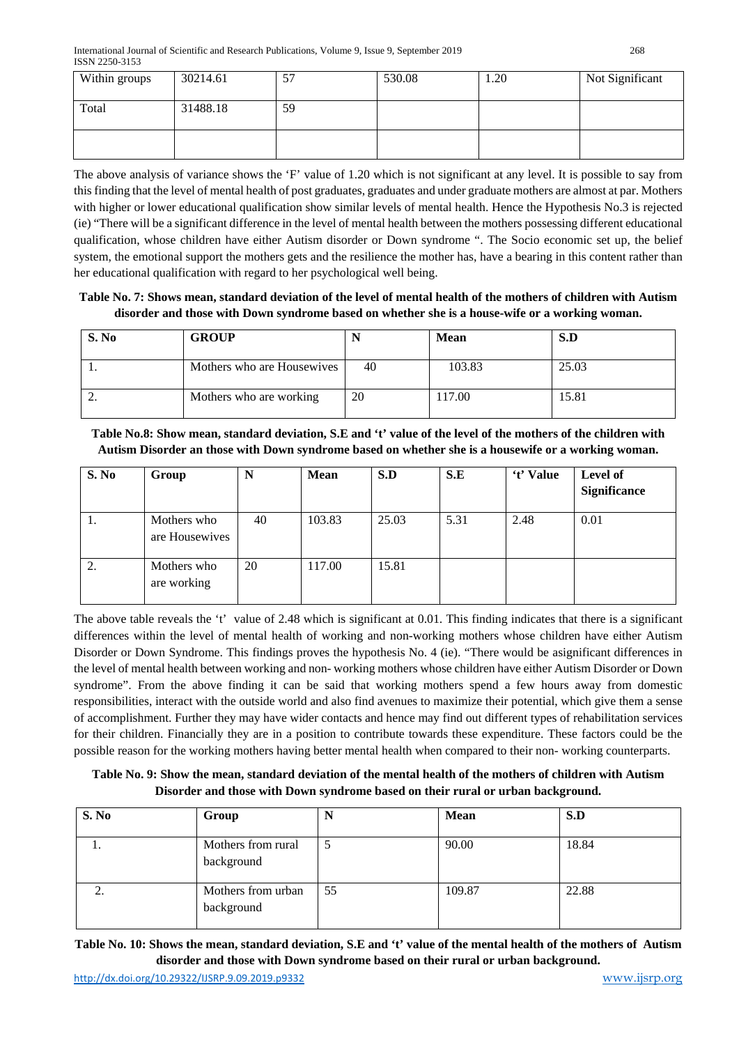| Within groups | 30214.61 | 57 | 530.08 | 1.20 | Not Significant |
|---|---|---|---|---|---|
| Total | 31488.18 | 59 | | | |
| | | | | | |

The above analysis of variance shows the 'F' value of 1.20 which is not significant at any level. It is possible to say from this finding that the level of mental health of post graduates, graduates and under graduate mothers are almost at par. Mothers with higher or lower educational qualification show similar levels of mental health. Hence the Hypothesis No.3 is rejected (ie) "There will be a significant difference in the level of mental health between the mothers possessing different educational qualification, whose children have either Autism disorder or Down syndrome ". The Socio economic set up, the belief system, the emotional support the mothers gets and the resilience the mother has, have a bearing in this content rather than her educational qualification with regard to her psychological well being.

**Table No. 7: Shows mean, standard deviation of the level of mental health of the mothers of children with Autism disorder and those with Down syndrome based on whether she is a house-wife or a working woman.**

| S. No | GROUP | N | Mean | S.D |
|---|---|---|---|---|
| 1. | Mothers who are Housewives | 40 | 103.83 | 25.03 |
| 2. | Mothers who are working | 20 | 117.00 | 15.81 |

**Table No.8: Show mean, standard deviation, S.E and 't' value of the level of the mothers of the children with Autism Disorder an those with Down syndrome based on whether she is a housewife or a working woman.**

| S. No | Group | N | Mean | S.D | S.E | 't' Value | Level of Significance |
|---|---|---|---|---|---|---|---|
| 1. | Mothers who are Housewives | 40 | 103.83 | 25.03 | 5.31 | 2.48 | 0.01 |
| 2. | Mothers who are working | 20 | 117.00 | 15.81 | | | |

The above table reveals the 't' value of 2.48 which is significant at 0.01. This finding indicates that there is a significant differences within the level of mental health of working and non-working mothers whose children have either Autism Disorder or Down Syndrome. This findings proves the hypothesis No. 4 (ie). "There would be asignificant differences in the level of mental health between working and non- working mothers whose children have either Autism Disorder or Down syndrome". From the above finding it can be said that working mothers spend a few hours away from domestic responsibilities, interact with the outside world and also find avenues to maximize their potential, which give them a sense of accomplishment. Further they may have wider contacts and hence may find out different types of rehabilitation services for their children. Financially they are in a position to contribute towards these expenditure. These factors could be the possible reason for the working mothers having better mental health when compared to their non- working counterparts.

**Table No. 9: Show the mean, standard deviation of the mental health of the mothers of children with Autism Disorder and those with Down syndrome based on their rural or urban background.**

| S. No | Group | N | Mean | S.D |
|---|---|---|---|---|
| 1. | Mothers from rural background | 5 | 90.00 | 18.84 |
| 2. | Mothers from urban background | 55 | 109.87 | 22.88 |

**Table No. 10: Shows the mean, standard deviation, S.E and 't' value of the mental health of the mothers of Autism disorder and those with Down syndrome based on their rural or urban background.**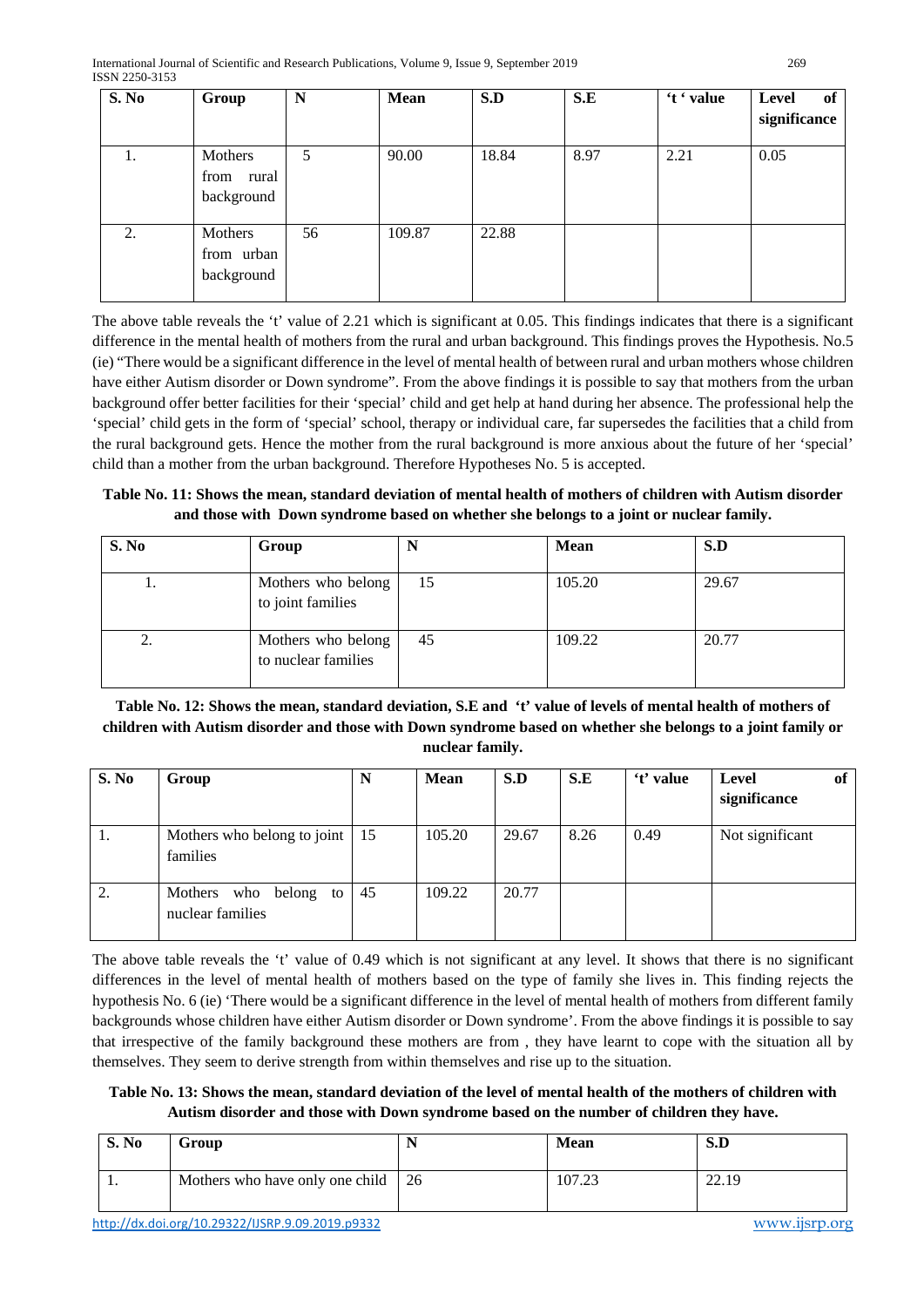| S. No | Group | N | Mean | S.D | S.E | 't ' value | Level of significance |
|---|---|---|---|---|---|---|---|
| 1. | Mothers from rural background | 5 | 90.00 | 18.84 | 8.97 | 2.21 | 0.05 |
| 2. | Mothers from urban background | 56 | 109.87 | 22.88 | | | |

The above table reveals the 't' value of 2.21 which is significant at 0.05. This findings indicates that there is a significant difference in the mental health of mothers from the rural and urban background. This findings proves the Hypothesis. No.5 (ie) "There would be a significant difference in the level of mental health of between rural and urban mothers whose children have either Autism disorder or Down syndrome". From the above findings it is possible to say that mothers from the urban background offer better facilities for their 'special' child and get help at hand during her absence. The professional help the 'special' child gets in the form of 'special' school, therapy or individual care, far supersedes the facilities that a child from the rural background gets. Hence the mother from the rural background is more anxious about the future of her 'special' child than a mother from the urban background. Therefore Hypotheses No. 5 is accepted.

**Table No. 11: Shows the mean, standard deviation of mental health of mothers of children with Autism disorder and those with Down syndrome based on whether she belongs to a joint or nuclear family.**

| S. No | Group | N | Mean | S.D |
|---|---|---|---|---|
| 1. | Mothers who belong to joint families | 15 | 105.20 | 29.67 |
| 2. | Mothers who belong to nuclear families | 45 | 109.22 | 20.77 |

**Table No. 12: Shows the mean, standard deviation, S.E and 't' value of levels of mental health of mothers of children with Autism disorder and those with Down syndrome based on whether she belongs to a joint family or nuclear family.**

| S. No | Group | N | Mean | S.D | S.E | 't' value | Level of significance |
|---|---|---|---|---|---|---|---|
| 1. | Mothers who belong to joint families | 15 | 105.20 | 29.67 | 8.26 | 0.49 | Not significant |
| 2. | Mothers who belong to nuclear families | 45 | 109.22 | 20.77 | | | |

The above table reveals the 't' value of 0.49 which is not significant at any level. It shows that there is no significant differences in the level of mental health of mothers based on the type of family she lives in. This finding rejects the hypothesis No. 6 (ie) 'There would be a significant difference in the level of mental health of mothers from different family backgrounds whose children have either Autism disorder or Down syndrome'. From the above findings it is possible to say that irrespective of the family background these mothers are from , they have learnt to cope with the situation all by themselves. They seem to derive strength from within themselves and rise up to the situation.

**Table No. 13: Shows the mean, standard deviation of the level of mental health of the mothers of children with Autism disorder and those with Down syndrome based on the number of children they have.**

| S. No | Group | N | Mean | S.D |
|---|---|---|---|---|
| 1. | Mothers who have only one child | 26 | 107.23 | 22.19 |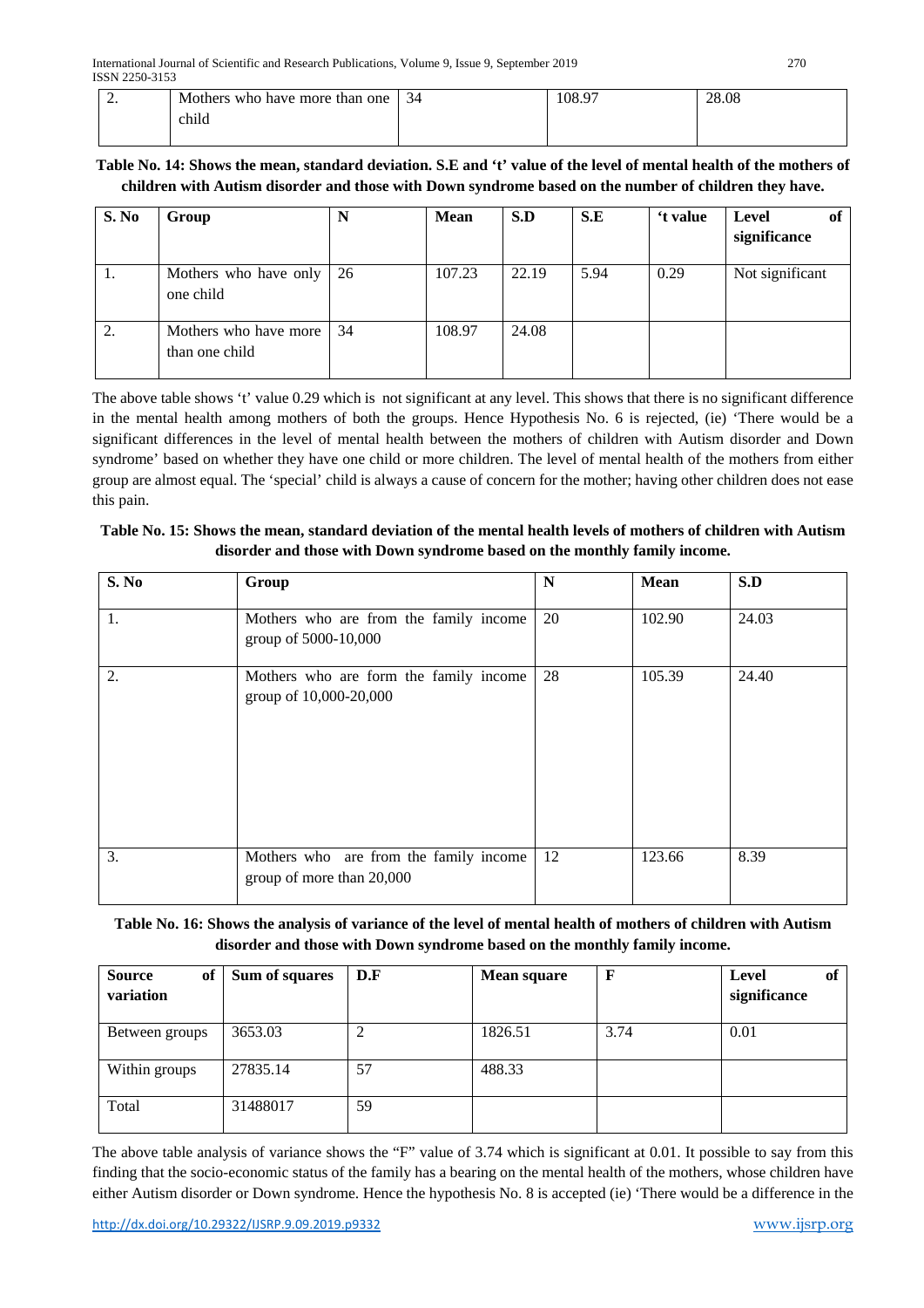| 2. | Mothers who have more than one child | 34 | 108.97 | 28.08 |
|---|---|---|---|---|

**Table No. 14: Shows the mean, standard deviation. S.E and 't' value of the level of mental health of the mothers of children with Autism disorder and those with Down syndrome based on the number of children they have.**

| S. No | Group | N | Mean | S.D | S.E | 't value | Level of significance |
|---|---|---|---|---|---|---|---|
| 1. | Mothers who have only one child | 26 | 107.23 | 22.19 | 5.94 | 0.29 | Not significant |
| 2. | Mothers who have more than one child | 34 | 108.97 | 24.08 | | | |

The above table shows 't' value 0.29 which is not significant at any level. This shows that there is no significant difference in the mental health among mothers of both the groups. Hence Hypothesis No. 6 is rejected, (ie) 'There would be a significant differences in the level of mental health between the mothers of children with Autism disorder and Down syndrome' based on whether they have one child or more children. The level of mental health of the mothers from either group are almost equal. The 'special' child is always a cause of concern for the mother; having other children does not ease this pain.

**Table No. 15: Shows the mean, standard deviation of the mental health levels of mothers of children with Autism disorder and those with Down syndrome based on the monthly family income.**

| S. No | Group | N | Mean | S.D |
|---|---|---|---|---|
| 1. | Mothers who are from the family income group of 5000-10,000 | 20 | 102.90 | 24.03 |
| 2. | Mothers who are form the family income group of 10,000-20,000 | 28 | 105.39 | 24.40 |
| 3. | Mothers who are from the family income group of more than 20,000 | 12 | 123.66 | 8.39 |

**Table No. 16: Shows the analysis of variance of the level of mental health of mothers of children with Autism disorder and those with Down syndrome based on the monthly family income.**

| Source of variation | Sum of squares | D.F | Mean square | F | Level of significance |
|---|---|---|---|---|---|
| Between groups | 3653.03 | 2 | 1826.51 | 3.74 | 0.01 |
| Within groups | 27835.14 | 57 | 488.33 | | |
| Total | 31488017 | 59 | | | |

The above table analysis of variance shows the "F" value of 3.74 which is significant at 0.01. It possible to say from this finding that the socio-economic status of the family has a bearing on the mental health of the mothers, whose children have either Autism disorder or Down syndrome. Hence the hypothesis No. 8 is accepted (ie) 'There would be a difference in the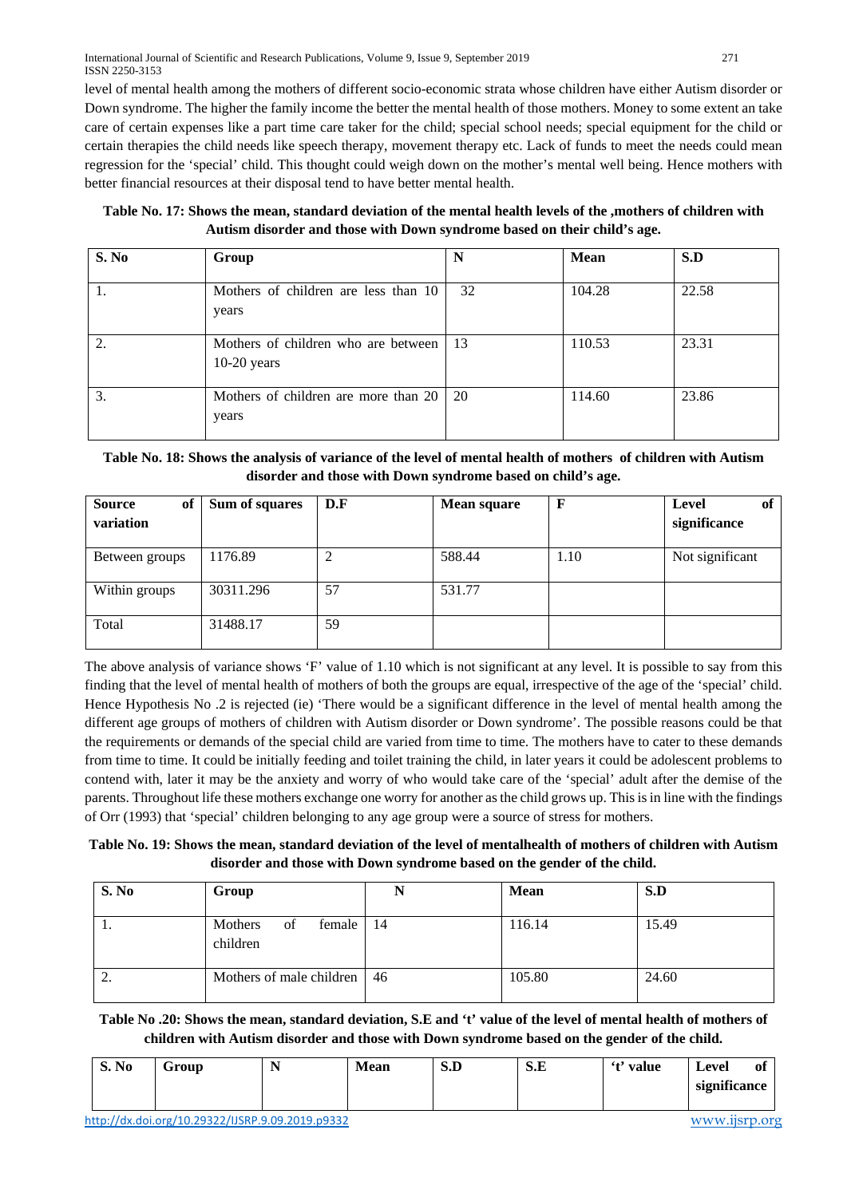level of mental health among the mothers of different socio-economic strata whose children have either Autism disorder or Down syndrome. The higher the family income the better the mental health of those mothers. Money to some extent an take care of certain expenses like a part time care taker for the child; special school needs; special equipment for the child or certain therapies the child needs like speech therapy, movement therapy etc. Lack of funds to meet the needs could mean regression for the 'special' child. This thought could weigh down on the mother's mental well being. Hence mothers with better financial resources at their disposal tend to have better mental health.

**Table No. 17: Shows the mean, standard deviation of the mental health levels of the ,mothers of children with Autism disorder and those with Down syndrome based on their child's age.**

| S. No | Group | N | Mean | S.D |
|---|---|---|---|---|
| 1. | Mothers of children are less than 10 years | 32 | 104.28 | 22.58 |
| 2. | Mothers of children who are between 10-20 years | 13 | 110.53 | 23.31 |
| 3. | Mothers of children are more than 20 years | 20 | 114.60 | 23.86 |

**Table No. 18: Shows the analysis of variance of the level of mental health of mothers of children with Autism disorder and those with Down syndrome based on child's age.**

| Source of variation | Sum of squares | D.F | Mean square | F | Level of significance |
|---|---|---|---|---|---|
| Between groups | 1176.89 | 2 | 588.44 | 1.10 | Not significant |
| Within groups | 30311.296 | 57 | 531.77 | | |
| Total | 31488.17 | 59 | | | |

The above analysis of variance shows 'F' value of 1.10 which is not significant at any level. It is possible to say from this finding that the level of mental health of mothers of both the groups are equal, irrespective of the age of the 'special' child. Hence Hypothesis No .2 is rejected (ie) 'There would be a significant difference in the level of mental health among the different age groups of mothers of children with Autism disorder or Down syndrome'. The possible reasons could be that the requirements or demands of the special child are varied from time to time. The mothers have to cater to these demands from time to time. It could be initially feeding and toilet training the child, in later years it could be adolescent problems to contend with, later it may be the anxiety and worry of who would take care of the 'special' adult after the demise of the parents. Throughout life these mothers exchange one worry for another as the child grows up. This is in line with the findings of Orr (1993) that 'special' children belonging to any age group were a source of stress for mothers.

**Table No. 19: Shows the mean, standard deviation of the level of mentalhealth of mothers of children with Autism disorder and those with Down syndrome based on the gender of the child.**

| S. No | Group | N | Mean | S.D |
|---|---|---|---|---|
| 1. | Mothers of female children | 14 | 116.14 | 15.49 |
| 2. | Mothers of male children | 46 | 105.80 | 24.60 |

**Table No .20: Shows the mean, standard deviation, S.E and 't' value of the level of mental health of mothers of children with Autism disorder and those with Down syndrome based on the gender of the child.**

| S. No | Group | N | Mean | S.D | S.E | 't' value | Level of significance |
|---|---|---|---|---|---|---|---|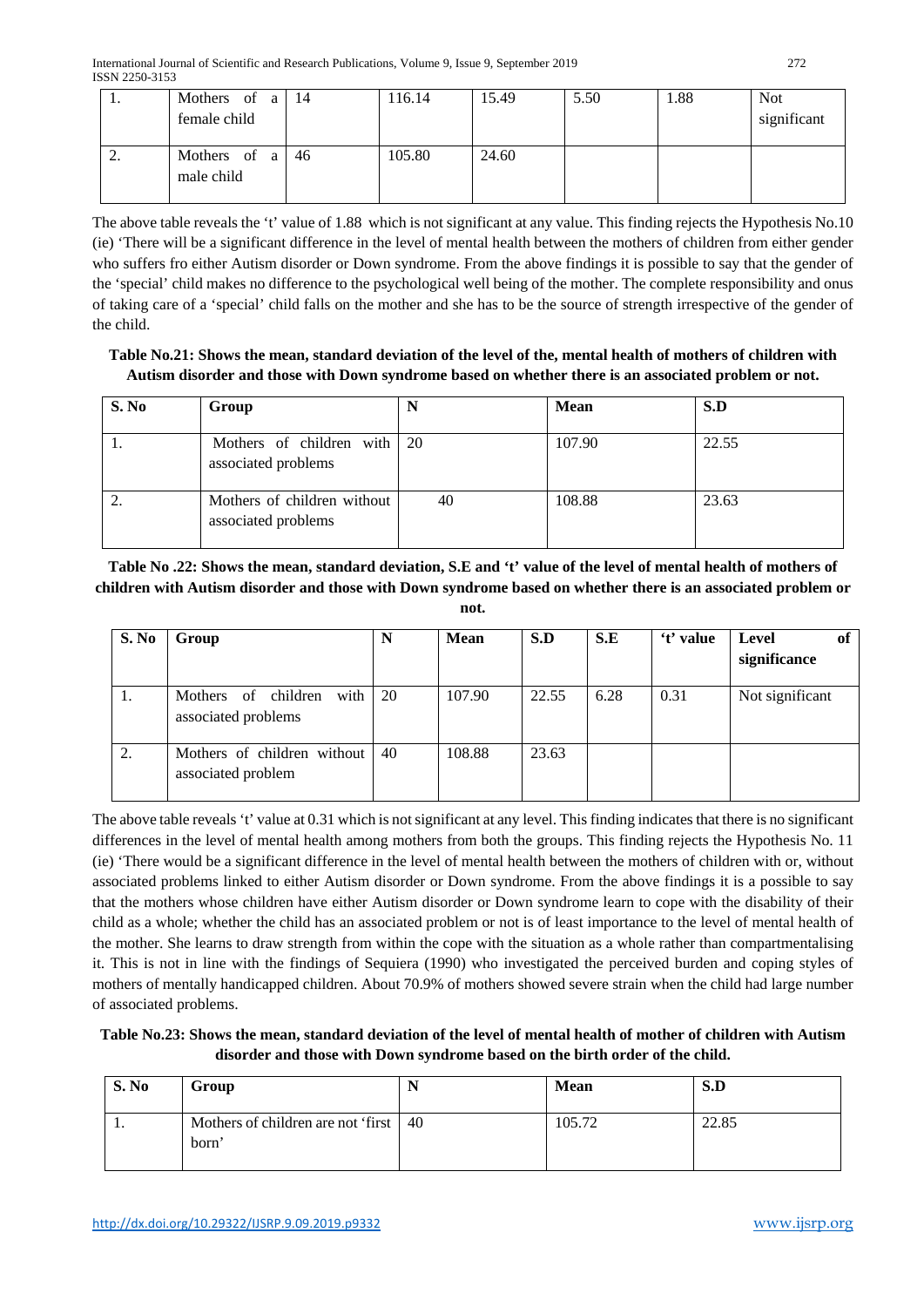| 1. | Mothers of a female child | 14 | 116.14 | 15.49 | 5.50 | 1.88 | Not significant |
|---|---|---|---|---|---|---|---|
| 2. | Mothers of a male child | 46 | 105.80 | 24.60 | | | |

The above table reveals the 't' value of 1.88 which is not significant at any value. This finding rejects the Hypothesis No.10 (ie) 'There will be a significant difference in the level of mental health between the mothers of children from either gender who suffers fro either Autism disorder or Down syndrome. From the above findings it is possible to say that the gender of the 'special' child makes no difference to the psychological well being of the mother. The complete responsibility and onus of taking care of a 'special' child falls on the mother and she has to be the source of strength irrespective of the gender of the child.

**Table No.21: Shows the mean, standard deviation of the level of the, mental health of mothers of children with Autism disorder and those with Down syndrome based on whether there is an associated problem or not.**

| S. No | Group | N | Mean | S.D |
|---|---|---|---|---|
| 1. | Mothers of children with associated problems | 20 | 107.90 | 22.55 |
| 2. | Mothers of children without associated problems | 40 | 108.88 | 23.63 |

**Table No .22: Shows the mean, standard deviation, S.E and 't' value of the level of mental health of mothers of children with Autism disorder and those with Down syndrome based on whether there is an associated problem or not.**

| S. No | Group | N | Mean | S.D | S.E | 't' value | Level of significance |
|---|---|---|---|---|---|---|---|
| 1. | Mothers of children with associated problems | 20 | 107.90 | 22.55 | 6.28 | 0.31 | Not significant |
| 2. | Mothers of children without associated problem | 40 | 108.88 | 23.63 | | | |

The above table reveals 't' value at 0.31 which is not significant at any level. This finding indicates that there is no significant differences in the level of mental health among mothers from both the groups. This finding rejects the Hypothesis No. 11 (ie) 'There would be a significant difference in the level of mental health between the mothers of children with or, without associated problems linked to either Autism disorder or Down syndrome. From the above findings it is a possible to say that the mothers whose children have either Autism disorder or Down syndrome learn to cope with the disability of their child as a whole; whether the child has an associated problem or not is of least importance to the level of mental health of the mother. She learns to draw strength from within the cope with the situation as a whole rather than compartmentalising it. This is not in line with the findings of Sequiera (1990) who investigated the perceived burden and coping styles of mothers of mentally handicapped children. About 70.9% of mothers showed severe strain when the child had large number of associated problems.

**Table No.23: Shows the mean, standard deviation of the level of mental health of mother of children with Autism disorder and those with Down syndrome based on the birth order of the child.**

| S. No | Group | N | Mean | S.D |
|---|---|---|---|---|
| 1. | Mothers of children are not 'first born' | 40 | 105.72 | 22.85 |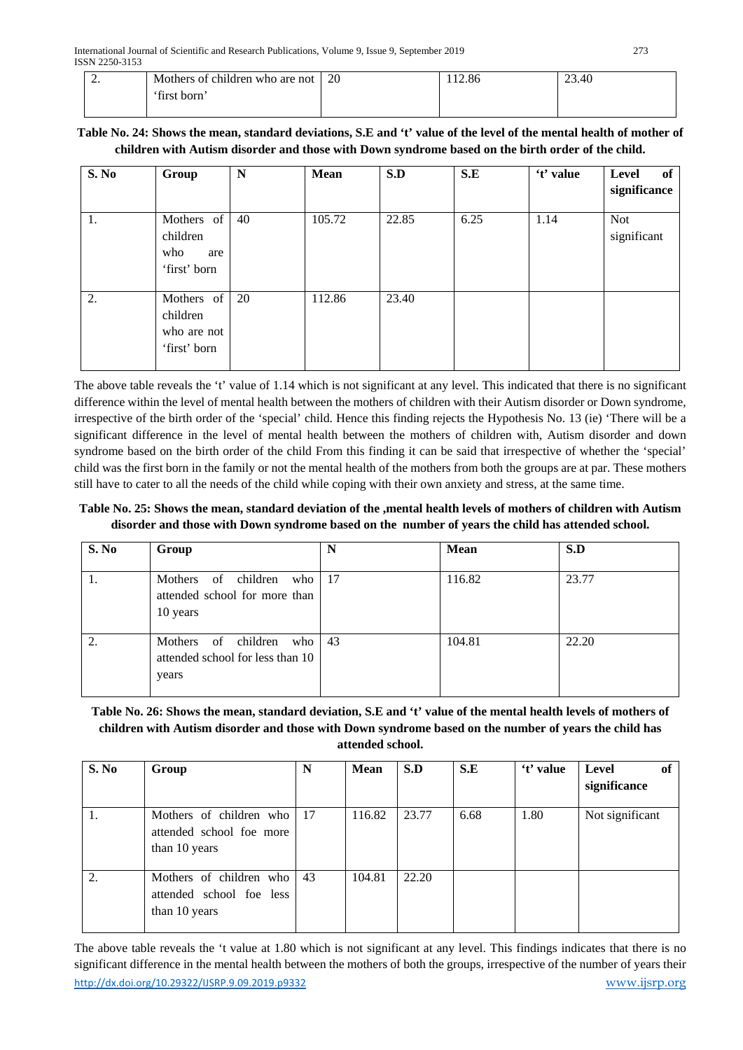| 2. | Mothers of children who are not 'first born' | 20 | 112.86 | 23.40 |
|---|---|---|---|---|

**Table No. 24: Shows the mean, standard deviations, S.E and 't' value of the level of the mental health of mother of children with Autism disorder and those with Down syndrome based on the birth order of the child.**

| S. No | Group | N | Mean | S.D | S.E | 't' value | Level of significance |
|---|---|---|---|---|---|---|---|
| 1. | Mothers of children who are 'first' born | 40 | 105.72 | 22.85 | 6.25 | 1.14 | Not significant |
| 2. | Mothers of children who are not 'first' born | 20 | 112.86 | 23.40 | | | |

The above table reveals the 't' value of 1.14 which is not significant at any level. This indicated that there is no significant difference within the level of mental health between the mothers of children with their Autism disorder or Down syndrome, irrespective of the birth order of the 'special' child. Hence this finding rejects the Hypothesis No. 13 (ie) 'There will be a significant difference in the level of mental health between the mothers of children with, Autism disorder and down syndrome based on the birth order of the child From this finding it can be said that irrespective of whether the 'special' child was the first born in the family or not the mental health of the mothers from both the groups are at par. These mothers still have to cater to all the needs of the child while coping with their own anxiety and stress, at the same time.

**Table No. 25: Shows the mean, standard deviation of the ,mental health levels of mothers of children with Autism disorder and those with Down syndrome based on the number of years the child has attended school.**

| S. No | Group | N | Mean | S.D |
|---|---|---|---|---|
| 1. | Mothers of children who attended school for more than 10 years | 17 | 116.82 | 23.77 |
| 2. | Mothers of children who attended school for less than 10 years | 43 | 104.81 | 22.20 |

**Table No. 26: Shows the mean, standard deviation, S.E and 't' value of the mental health levels of mothers of children with Autism disorder and those with Down syndrome based on the number of years the child has attended school.**

| S. No | Group | N | Mean | S.D | S.E | 't' value | Level of significance |
|---|---|---|---|---|---|---|---|
| 1. | Mothers of children who attended school foe more than 10 years | 17 | 116.82 | 23.77 | 6.68 | 1.80 | Not significant |
| 2. | Mothers of children who attended school foe less than 10 years | 43 | 104.81 | 22.20 | | | |

The above table reveals the 't value at 1.80 which is not significant at any level. This findings indicates that there is no significant difference in the mental health between the mothers of both the groups, irrespective of the number of years their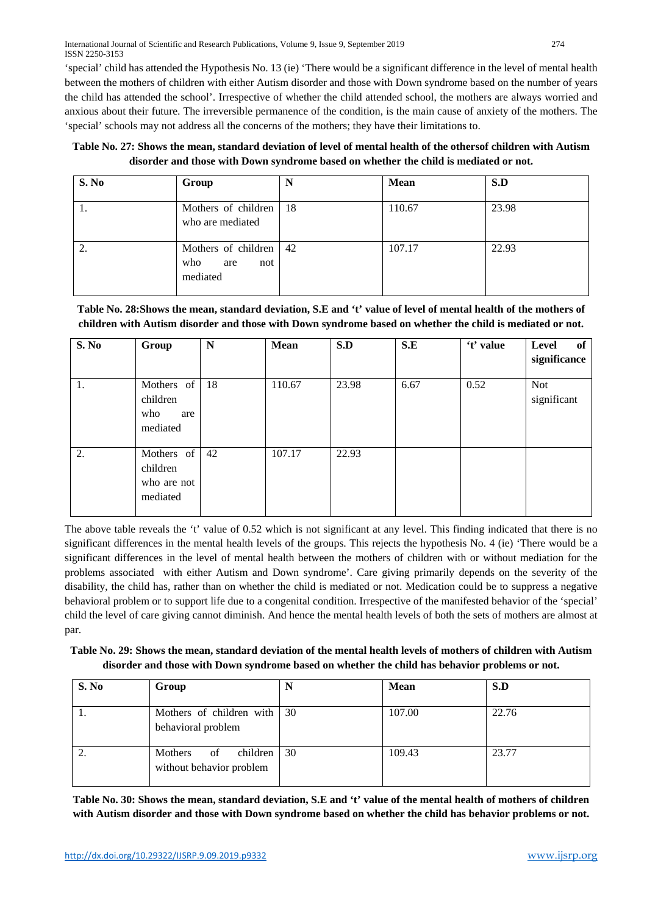'special' child has attended the Hypothesis No. 13 (ie) 'There would be a significant difference in the level of mental health between the mothers of children with either Autism disorder and those with Down syndrome based on the number of years the child has attended the school'. Irrespective of whether the child attended school, the mothers are always worried and anxious about their future. The irreversible permanence of the condition, is the main cause of anxiety of the mothers. The 'special' schools may not address all the concerns of the mothers; they have their limitations to.

**Table No. 27: Shows the mean, standard deviation of level of mental health of the othersof children with Autism disorder and those with Down syndrome based on whether the child is mediated or not.**

| S. No | Group | N | Mean | S.D |
|---|---|---|---|---|
| 1. | Mothers of children who are mediated | 18 | 110.67 | 23.98 |
| 2. | Mothers of children who are not mediated | 42 | 107.17 | 22.93 |

**Table No. 28:Shows the mean, standard deviation, S.E and 't' value of level of mental health of the mothers of children with Autism disorder and those with Down syndrome based on whether the child is mediated or not.**

| S. No | Group | N | Mean | S.D | S.E | 't' value | Level of significance |
|---|---|---|---|---|---|---|---|
| 1. | Mothers of children who are mediated | 18 | 110.67 | 23.98 | 6.67 | 0.52 | Not significant |
| 2. | Mothers of children who are not mediated | 42 | 107.17 | 22.93 | | | |

The above table reveals the 't' value of 0.52 which is not significant at any level. This finding indicated that there is no significant differences in the mental health levels of the groups. This rejects the hypothesis No. 4 (ie) 'There would be a significant differences in the level of mental health between the mothers of children with or without mediation for the problems associated with either Autism and Down syndrome'. Care giving primarily depends on the severity of the disability, the child has, rather than on whether the child is mediated or not. Medication could be to suppress a negative behavioral problem or to support life due to a congenital condition. Irrespective of the manifested behavior of the 'special' child the level of care giving cannot diminish. And hence the mental health levels of both the sets of mothers are almost at par.

**Table No. 29: Shows the mean, standard deviation of the mental health levels of mothers of children with Autism disorder and those with Down syndrome based on whether the child has behavior problems or not.**

| S. No | Group | N | Mean | S.D |
|---|---|---|---|---|
| 1. | Mothers of children with behavioral problem | 30 | 107.00 | 22.76 |
| 2. | Mothers of children without behavior problem | 30 | 109.43 | 23.77 |

**Table No. 30: Shows the mean, standard deviation, S.E and 't' value of the mental health of mothers of children with Autism disorder and those with Down syndrome based on whether the child has behavior problems or not.**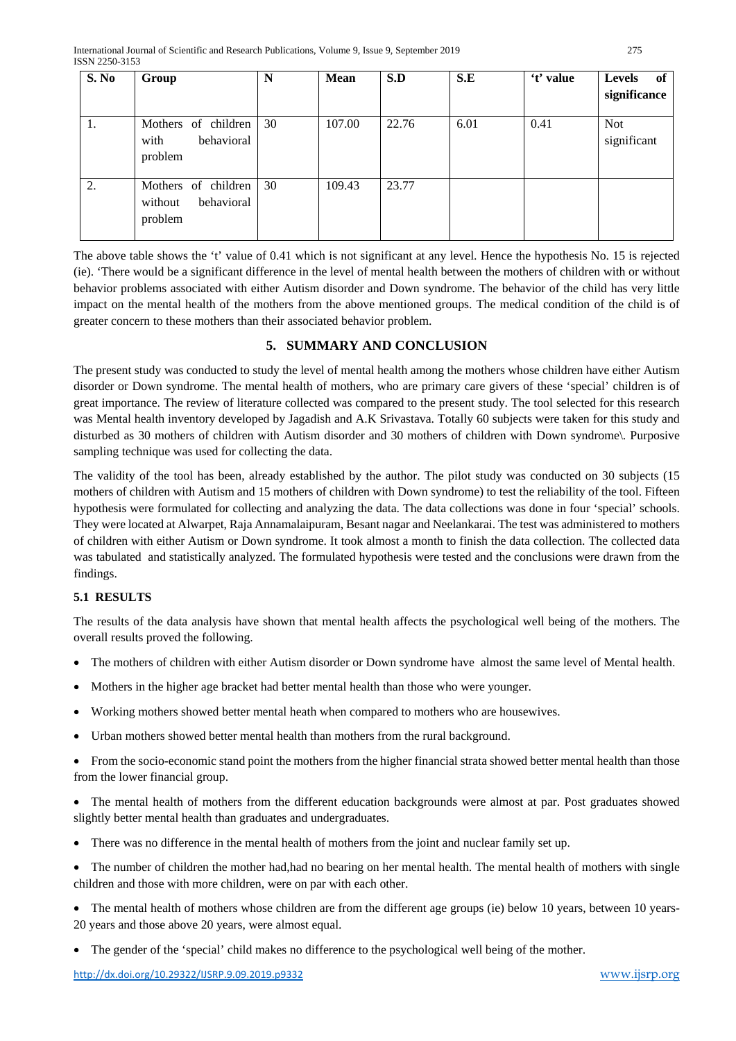| S. No | Group | N | Mean | S.D | S.E | 't' value | Levels of significance |
|---|---|---|---|---|---|---|---|
| 1. | Mothers of children with behavioral problem | 30 | 107.00 | 22.76 | 6.01 | 0.41 | Not significant |
| 2. | Mothers of children without behavioral problem | 30 | 109.43 | 23.77 | | | |

The above table shows the 't' value of 0.41 which is not significant at any level. Hence the hypothesis No. 15 is rejected (ie). 'There would be a significant difference in the level of mental health between the mothers of children with or without behavior problems associated with either Autism disorder and Down syndrome. The behavior of the child has very little impact on the mental health of the mothers from the above mentioned groups. The medical condition of the child is of greater concern to these mothers than their associated behavior problem.

## 5. SUMMARY AND CONCLUSION

The present study was conducted to study the level of mental health among the mothers whose children have either Autism disorder or Down syndrome. The mental health of mothers, who are primary care givers of these 'special' children is of great importance. The review of literature collected was compared to the present study. The tool selected for this research was Mental health inventory developed by Jagadish and A.K Srivastava. Totally 60 subjects were taken for this study and disturbed as 30 mothers of children with Autism disorder and 30 mothers of children with Down syndrome\. Purposive sampling technique was used for collecting the data.

The validity of the tool has been, already established by the author. The pilot study was conducted on 30 subjects (15 mothers of children with Autism and 15 mothers of children with Down syndrome) to test the reliability of the tool. Fifteen hypothesis were formulated for collecting and analyzing the data. The data collections was done in four 'special' schools. They were located at Alwarpet, Raja Annamalaipuram, Besant nagar and Neelankarai. The test was administered to mothers of children with either Autism or Down syndrome. It took almost a month to finish the data collection. The collected data was tabulated and statistically analyzed. The formulated hypothesis were tested and the conclusions were drawn from the findings.

### 5.1 RESULTS

The results of the data analysis have shown that mental health affects the psychological well being of the mothers. The overall results proved the following.

- The mothers of children with either Autism disorder or Down syndrome have almost the same level of Mental health.
- Mothers in the higher age bracket had better mental health than those who were younger.
- Working mothers showed better mental heath when compared to mothers who are housewives.
- Urban mothers showed better mental health than mothers from the rural background.
- From the socio-economic stand point the mothers from the higher financial strata showed better mental health than those from the lower financial group.
- The mental health of mothers from the different education backgrounds were almost at par. Post graduates showed slightly better mental health than graduates and undergraduates.
- There was no difference in the mental health of mothers from the joint and nuclear family set up.
- The number of children the mother had,had no bearing on her mental health. The mental health of mothers with single children and those with more children, were on par with each other.
- The mental health of mothers whose children are from the different age groups (ie) below 10 years, between 10 years-20 years and those above 20 years, were almost equal.
- The gender of the 'special' child makes no difference to the psychological well being of the mother.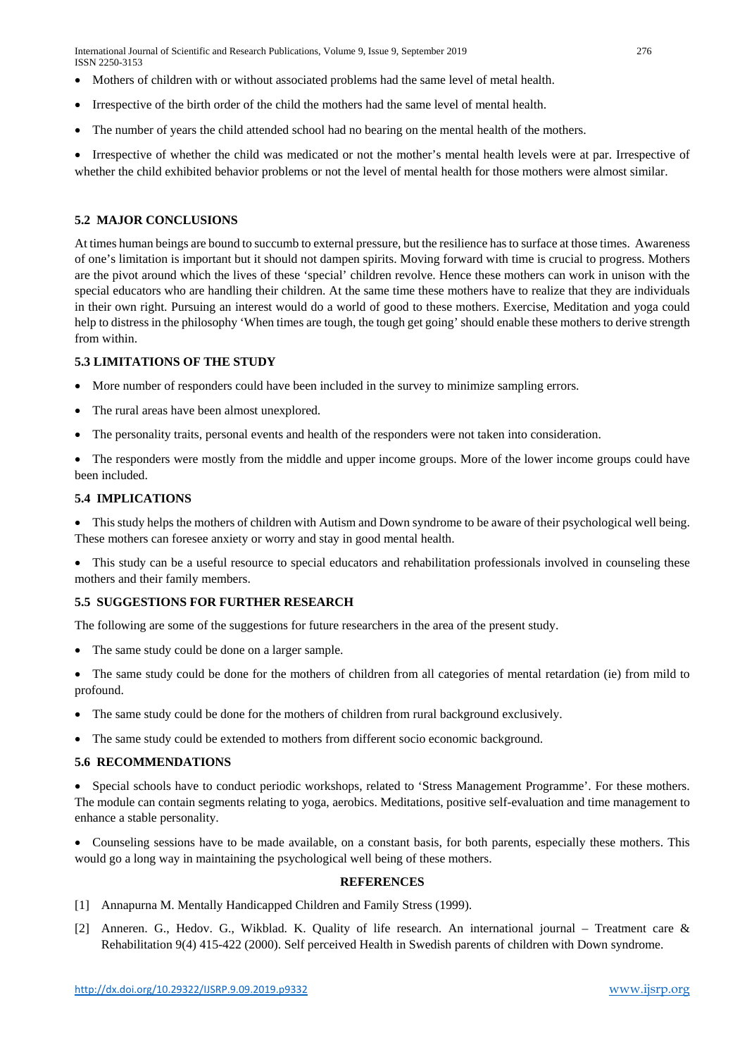- Mothers of children with or without associated problems had the same level of metal health.
- Irrespective of the birth order of the child the mothers had the same level of mental health.
- The number of years the child attended school had no bearing on the mental health of the mothers.
- Irrespective of whether the child was medicated or not the mother's mental health levels were at par. Irrespective of whether the child exhibited behavior problems or not the level of mental health for those mothers were almost similar.

### 5.2 MAJOR CONCLUSIONS

At times human beings are bound to succumb to external pressure, but the resilience has to surface at those times. Awareness of one's limitation is important but it should not dampen spirits. Moving forward with time is crucial to progress. Mothers are the pivot around which the lives of these 'special' children revolve. Hence these mothers can work in unison with the special educators who are handling their children. At the same time these mothers have to realize that they are individuals in their own right. Pursuing an interest would do a world of good to these mothers. Exercise, Meditation and yoga could help to distress in the philosophy 'When times are tough, the tough get going' should enable these mothers to derive strength from within.

### 5.3 LIMITATIONS OF THE STUDY

- More number of responders could have been included in the survey to minimize sampling errors.
- The rural areas have been almost unexplored.
- The personality traits, personal events and health of the responders were not taken into consideration.
- The responders were mostly from the middle and upper income groups. More of the lower income groups could have been included.

### 5.4 IMPLICATIONS

- This study helps the mothers of children with Autism and Down syndrome to be aware of their psychological well being. These mothers can foresee anxiety or worry and stay in good mental health.
- This study can be a useful resource to special educators and rehabilitation professionals involved in counseling these mothers and their family members.

### 5.5 SUGGESTIONS FOR FURTHER RESEARCH

The following are some of the suggestions for future researchers in the area of the present study.

- The same study could be done on a larger sample.
- The same study could be done for the mothers of children from all categories of mental retardation (ie) from mild to profound.
- The same study could be done for the mothers of children from rural background exclusively.
- The same study could be extended to mothers from different socio economic background.

### 5.6 RECOMMENDATIONS

- Special schools have to conduct periodic workshops, related to 'Stress Management Programme'. For these mothers. The module can contain segments relating to yoga, aerobics. Meditations, positive self-evaluation and time management to enhance a stable personality.
- Counseling sessions have to be made available, on a constant basis, for both parents, especially these mothers. This would go a long way in maintaining the psychological well being of these mothers.

## REFERENCES

[1] Annapurna M. Mentally Handicapped Children and Family Stress (1999).

[2] Anneren. G., Hedov. G., Wikblad. K. Quality of life research. An international journal – Treatment care & Rehabilitation 9(4) 415-422 (2000). Self perceived Health in Swedish parents of children with Down syndrome.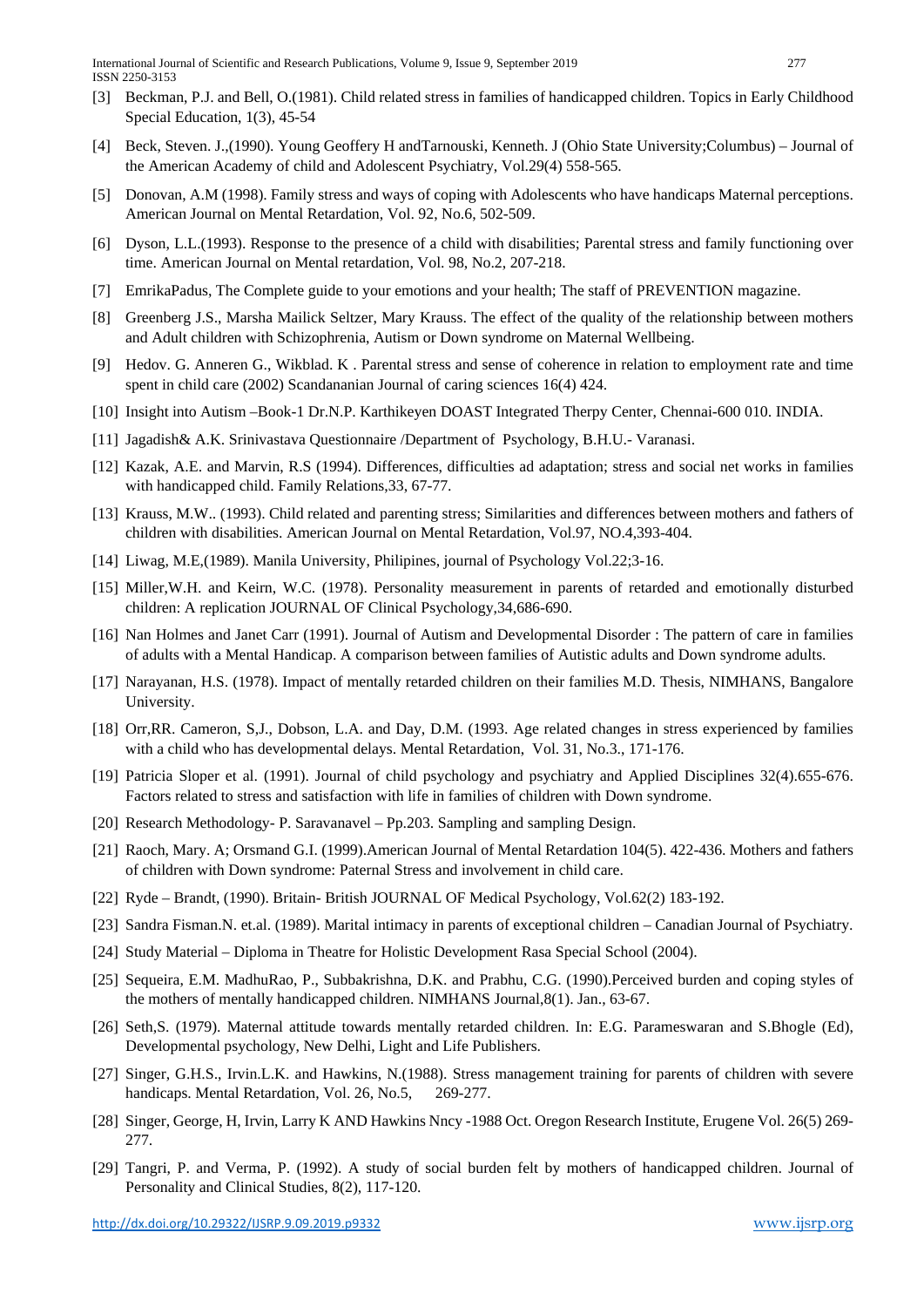[3] Beckman, P.J. and Bell, O.(1981). Child related stress in families of handicapped children. Topics in Early Childhood Special Education, 1(3), 45-54

[4] Beck, Steven. J.,(1990). Young Geoffery H andTarnouski, Kenneth. J (Ohio State University;Columbus) – Journal of the American Academy of child and Adolescent Psychiatry, Vol.29(4) 558-565.

[5] Donovan, A.M (1998). Family stress and ways of coping with Adolescents who have handicaps Maternal perceptions. American Journal on Mental Retardation, Vol. 92, No.6, 502-509.

[6] Dyson, L.L.(1993). Response to the presence of a child with disabilities; Parental stress and family functioning over time. American Journal on Mental retardation, Vol. 98, No.2, 207-218.

[7] EmrikaPadus, The Complete guide to your emotions and your health; The staff of PREVENTION magazine.

[8] Greenberg J.S., Marsha Mailick Seltzer, Mary Krauss. The effect of the quality of the relationship between mothers and Adult children with Schizophrenia, Autism or Down syndrome on Maternal Wellbeing.

[9] Hedov. G. Anneren G., Wikblad. K . Parental stress and sense of coherence in relation to employment rate and time spent in child care (2002) Scandananian Journal of caring sciences 16(4) 424.

[10] Insight into Autism –Book-1 Dr.N.P. Karthikeyen DOAST Integrated Therpy Center, Chennai-600 010. INDIA.

[11] Jagadish& A.K. Srinivastava Questionnaire /Department of Psychology, B.H.U.- Varanasi.

[12] Kazak, A.E. and Marvin, R.S (1994). Differences, difficulties ad adaptation; stress and social net works in families with handicapped child. Family Relations,33, 67-77.

[13] Krauss, M.W.. (1993). Child related and parenting stress; Similarities and differences between mothers and fathers of children with disabilities. American Journal on Mental Retardation, Vol.97, NO.4,393-404.

[14] Liwag, M.E,(1989). Manila University, Philipines, journal of Psychology Vol.22;3-16.

[15] Miller,W.H. and Keirn, W.C. (1978). Personality measurement in parents of retarded and emotionally disturbed children: A replication JOURNAL OF Clinical Psychology,34,686-690.

[16] Nan Holmes and Janet Carr (1991). Journal of Autism and Developmental Disorder : The pattern of care in families of adults with a Mental Handicap. A comparison between families of Autistic adults and Down syndrome adults.

[17] Narayanan, H.S. (1978). Impact of mentally retarded children on their families M.D. Thesis, NIMHANS, Bangalore University.

[18] Orr,RR. Cameron, S,J., Dobson, L.A. and Day, D.M. (1993. Age related changes in stress experienced by families with a child who has developmental delays. Mental Retardation, Vol. 31, No.3., 171-176.

[19] Patricia Sloper et al. (1991). Journal of child psychology and psychiatry and Applied Disciplines 32(4).655-676. Factors related to stress and satisfaction with life in families of children with Down syndrome.

[20] Research Methodology- P. Saravanavel – Pp.203. Sampling and sampling Design.

[21] Raoch, Mary. A; Orsmand G.I. (1999).American Journal of Mental Retardation 104(5). 422-436. Mothers and fathers of children with Down syndrome: Paternal Stress and involvement in child care.

[22] Ryde – Brandt, (1990). Britain- British JOURNAL OF Medical Psychology, Vol.62(2) 183-192.

[23] Sandra Fisman.N. et.al. (1989). Marital intimacy in parents of exceptional children – Canadian Journal of Psychiatry.

[24] Study Material – Diploma in Theatre for Holistic Development Rasa Special School (2004).

[25] Sequeira, E.M. MadhuRao, P., Subbakrishna, D.K. and Prabhu, C.G. (1990).Perceived burden and coping styles of the mothers of mentally handicapped children. NIMHANS Journal,8(1). Jan., 63-67.

[26] Seth,S. (1979). Maternal attitude towards mentally retarded children. In: E.G. Parameswaran and S.Bhogle (Ed), Developmental psychology, New Delhi, Light and Life Publishers.

[27] Singer, G.H.S., Irvin.L.K. and Hawkins, N.(1988). Stress management training for parents of children with severe handicaps. Mental Retardation, Vol. 26, No.5, 269-277.

[28] Singer, George, H, Irvin, Larry K AND Hawkins Nncy -1988 Oct. Oregon Research Institute, Erugene Vol. 26(5) 269-277.

[29] Tangri, P. and Verma, P. (1992). A study of social burden felt by mothers of handicapped children. Journal of Personality and Clinical Studies, 8(2), 117-120.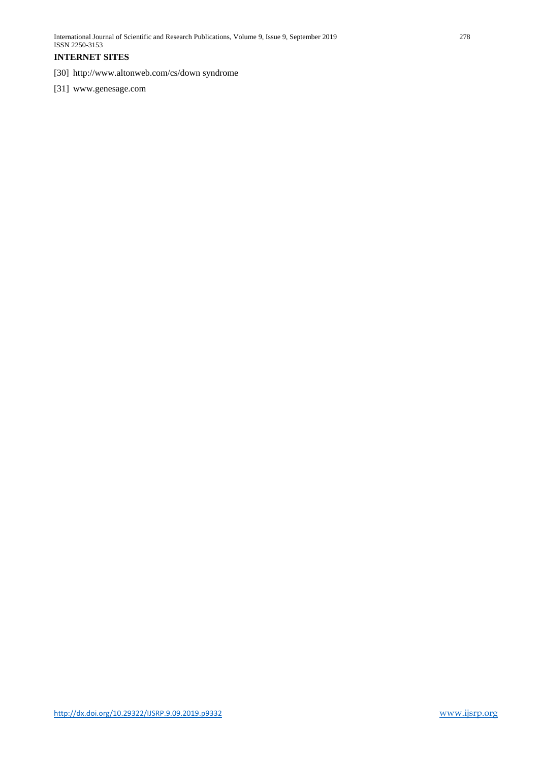## INTERNET SITES

[30] http://www.altonweb.com/cs/down syndrome

[31] www.genesage.com